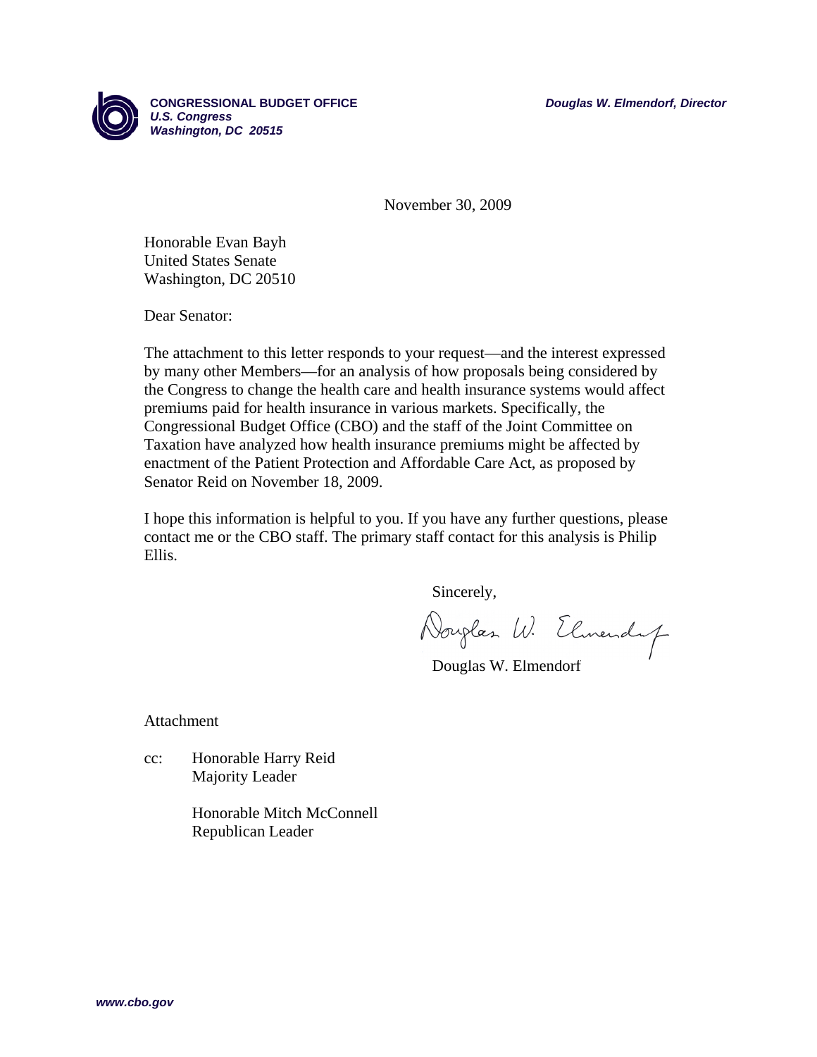**CONGRESSIONAL BUDGET OFFICE**
***U.S. Congress***
***Washington, DC 20515***

***Douglas W. Elmendorf, Director***

November 30, 2009

Honorable Evan Bayh
United States Senate
Washington, DC 20510

Dear Senator:

The attachment to this letter responds to your request—and the interest expressed by many other Members—for an analysis of how proposals being considered by the Congress to change the health care and health insurance systems would affect premiums paid for health insurance in various markets. Specifically, the Congressional Budget Office (CBO) and the staff of the Joint Committee on Taxation have analyzed how health insurance premiums might be affected by enactment of the Patient Protection and Affordable Care Act, as proposed by Senator Reid on November 18, 2009.

I hope this information is helpful to you. If you have any further questions, please contact me or the CBO staff. The primary staff contact for this analysis is Philip Ellis.

Sincerely,

Douglas W. Elmendorf

Attachment

cc: Honorable Harry Reid
Majority Leader

Honorable Mitch McConnell
Republican Leader

***www.cbo.gov***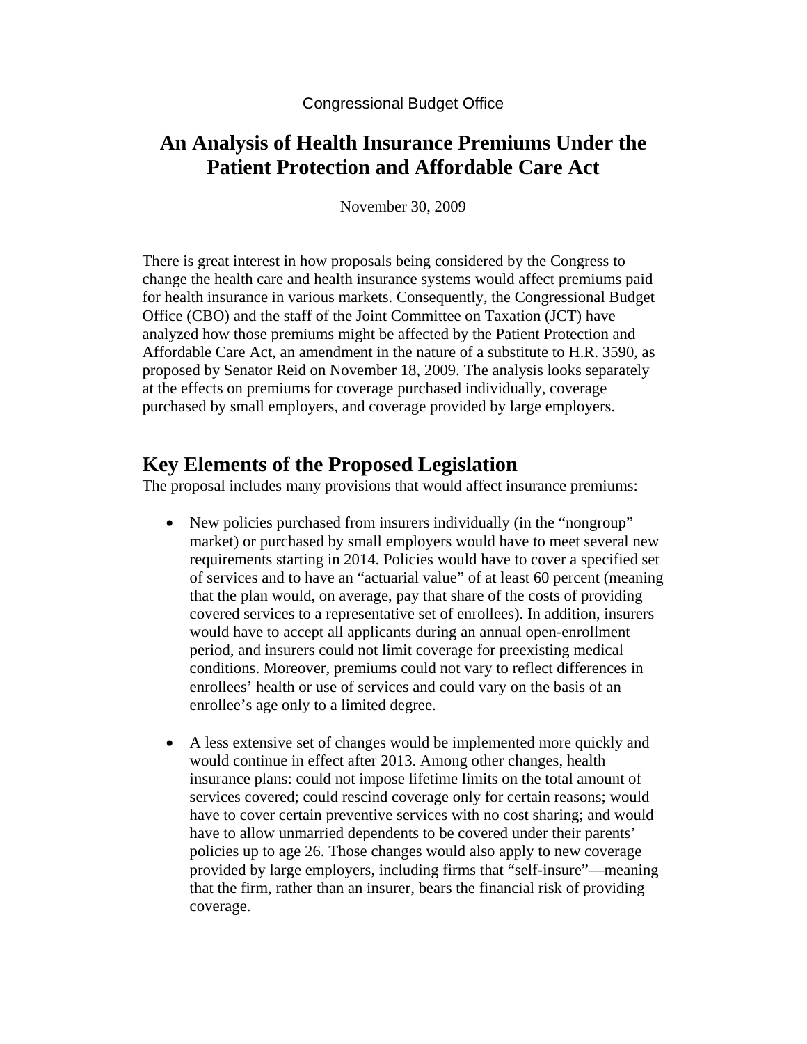Congressional Budget Office

# An Analysis of Health Insurance Premiums Under the Patient Protection and Affordable Care Act

November 30, 2009

There is great interest in how proposals being considered by the Congress to change the health care and health insurance systems would affect premiums paid for health insurance in various markets. Consequently, the Congressional Budget Office (CBO) and the staff of the Joint Committee on Taxation (JCT) have analyzed how those premiums might be affected by the Patient Protection and Affordable Care Act, an amendment in the nature of a substitute to H.R. 3590, as proposed by Senator Reid on November 18, 2009. The analysis looks separately at the effects on premiums for coverage purchased individually, coverage purchased by small employers, and coverage provided by large employers.

## Key Elements of the Proposed Legislation

The proposal includes many provisions that would affect insurance premiums:

- New policies purchased from insurers individually (in the "nongroup" market) or purchased by small employers would have to meet several new requirements starting in 2014. Policies would have to cover a specified set of services and to have an "actuarial value" of at least 60 percent (meaning that the plan would, on average, pay that share of the costs of providing covered services to a representative set of enrollees). In addition, insurers would have to accept all applicants during an annual open-enrollment period, and insurers could not limit coverage for preexisting medical conditions. Moreover, premiums could not vary to reflect differences in enrollees' health or use of services and could vary on the basis of an enrollee's age only to a limited degree.

- A less extensive set of changes would be implemented more quickly and would continue in effect after 2013. Among other changes, health insurance plans: could not impose lifetime limits on the total amount of services covered; could rescind coverage only for certain reasons; would have to cover certain preventive services with no cost sharing; and would have to allow unmarried dependents to be covered under their parents' policies up to age 26. Those changes would also apply to new coverage provided by large employers, including firms that "self-insure"—meaning that the firm, rather than an insurer, bears the financial risk of providing coverage.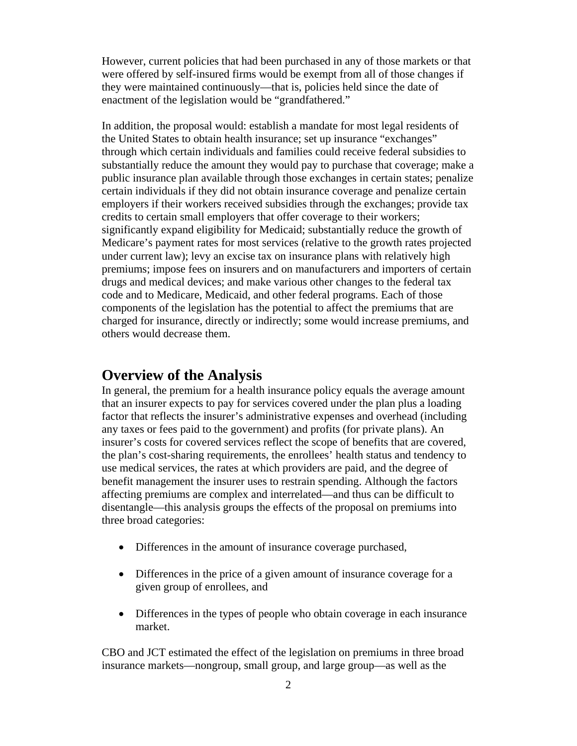However, current policies that had been purchased in any of those markets or that were offered by self-insured firms would be exempt from all of those changes if they were maintained continuously—that is, policies held since the date of enactment of the legislation would be "grandfathered."

In addition, the proposal would: establish a mandate for most legal residents of the United States to obtain health insurance; set up insurance "exchanges" through which certain individuals and families could receive federal subsidies to substantially reduce the amount they would pay to purchase that coverage; make a public insurance plan available through those exchanges in certain states; penalize certain individuals if they did not obtain insurance coverage and penalize certain employers if their workers received subsidies through the exchanges; provide tax credits to certain small employers that offer coverage to their workers; significantly expand eligibility for Medicaid; substantially reduce the growth of Medicare's payment rates for most services (relative to the growth rates projected under current law); levy an excise tax on insurance plans with relatively high premiums; impose fees on insurers and on manufacturers and importers of certain drugs and medical devices; and make various other changes to the federal tax code and to Medicare, Medicaid, and other federal programs. Each of those components of the legislation has the potential to affect the premiums that are charged for insurance, directly or indirectly; some would increase premiums, and others would decrease them.

## Overview of the Analysis

In general, the premium for a health insurance policy equals the average amount that an insurer expects to pay for services covered under the plan plus a loading factor that reflects the insurer's administrative expenses and overhead (including any taxes or fees paid to the government) and profits (for private plans). An insurer's costs for covered services reflect the scope of benefits that are covered, the plan's cost-sharing requirements, the enrollees' health status and tendency to use medical services, the rates at which providers are paid, and the degree of benefit management the insurer uses to restrain spending. Although the factors affecting premiums are complex and interrelated—and thus can be difficult to disentangle—this analysis groups the effects of the proposal on premiums into three broad categories:

- Differences in the amount of insurance coverage purchased,
- Differences in the price of a given amount of insurance coverage for a given group of enrollees, and
- Differences in the types of people who obtain coverage in each insurance market.

CBO and JCT estimated the effect of the legislation on premiums in three broad insurance markets—nongroup, small group, and large group—as well as the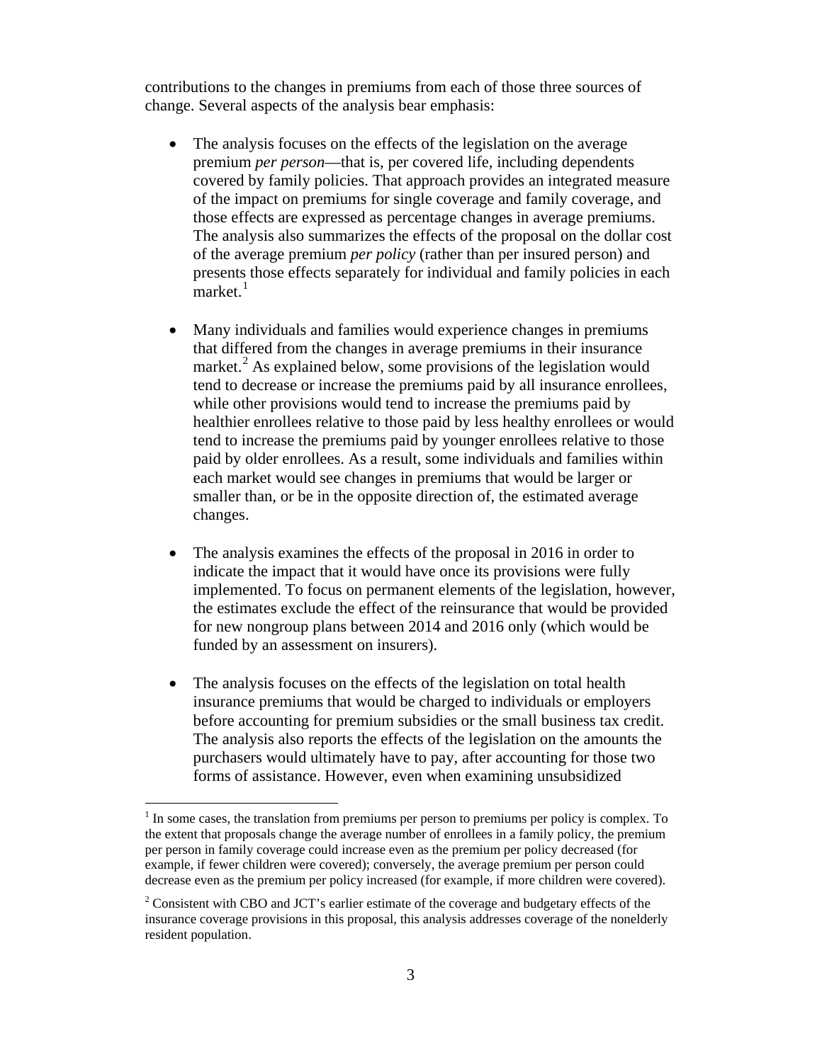contributions to the changes in premiums from each of those three sources of change. Several aspects of the analysis bear emphasis:

- The analysis focuses on the effects of the legislation on the average premium *per person*—that is, per covered life, including dependents covered by family policies. That approach provides an integrated measure of the impact on premiums for single coverage and family coverage, and those effects are expressed as percentage changes in average premiums. The analysis also summarizes the effects of the proposal on the dollar cost of the average premium *per policy* (rather than per insured person) and presents those effects separately for individual and family policies in each market.[1]

- Many individuals and families would experience changes in premiums that differed from the changes in average premiums in their insurance market.[2] As explained below, some provisions of the legislation would tend to decrease or increase the premiums paid by all insurance enrollees, while other provisions would tend to increase the premiums paid by healthier enrollees relative to those paid by less healthy enrollees or would tend to increase the premiums paid by younger enrollees relative to those paid by older enrollees. As a result, some individuals and families within each market would see changes in premiums that would be larger or smaller than, or be in the opposite direction of, the estimated average changes.

- The analysis examines the effects of the proposal in 2016 in order to indicate the impact that it would have once its provisions were fully implemented. To focus on permanent elements of the legislation, however, the estimates exclude the effect of the reinsurance that would be provided for new nongroup plans between 2014 and 2016 only (which would be funded by an assessment on insurers).

- The analysis focuses on the effects of the legislation on total health insurance premiums that would be charged to individuals or employers before accounting for premium subsidies or the small business tax credit. The analysis also reports the effects of the legislation on the amounts the purchasers would ultimately have to pay, after accounting for those two forms of assistance. However, even when examining unsubsidized

[1] In some cases, the translation from premiums per person to premiums per policy is complex. To the extent that proposals change the average number of enrollees in a family policy, the premium per person in family coverage could increase even as the premium per policy decreased (for example, if fewer children were covered); conversely, the average premium per person could decrease even as the premium per policy increased (for example, if more children were covered).

[2] Consistent with CBO and JCT's earlier estimate of the coverage and budgetary effects of the insurance coverage provisions in this proposal, this analysis addresses coverage of the nonelderly resident population.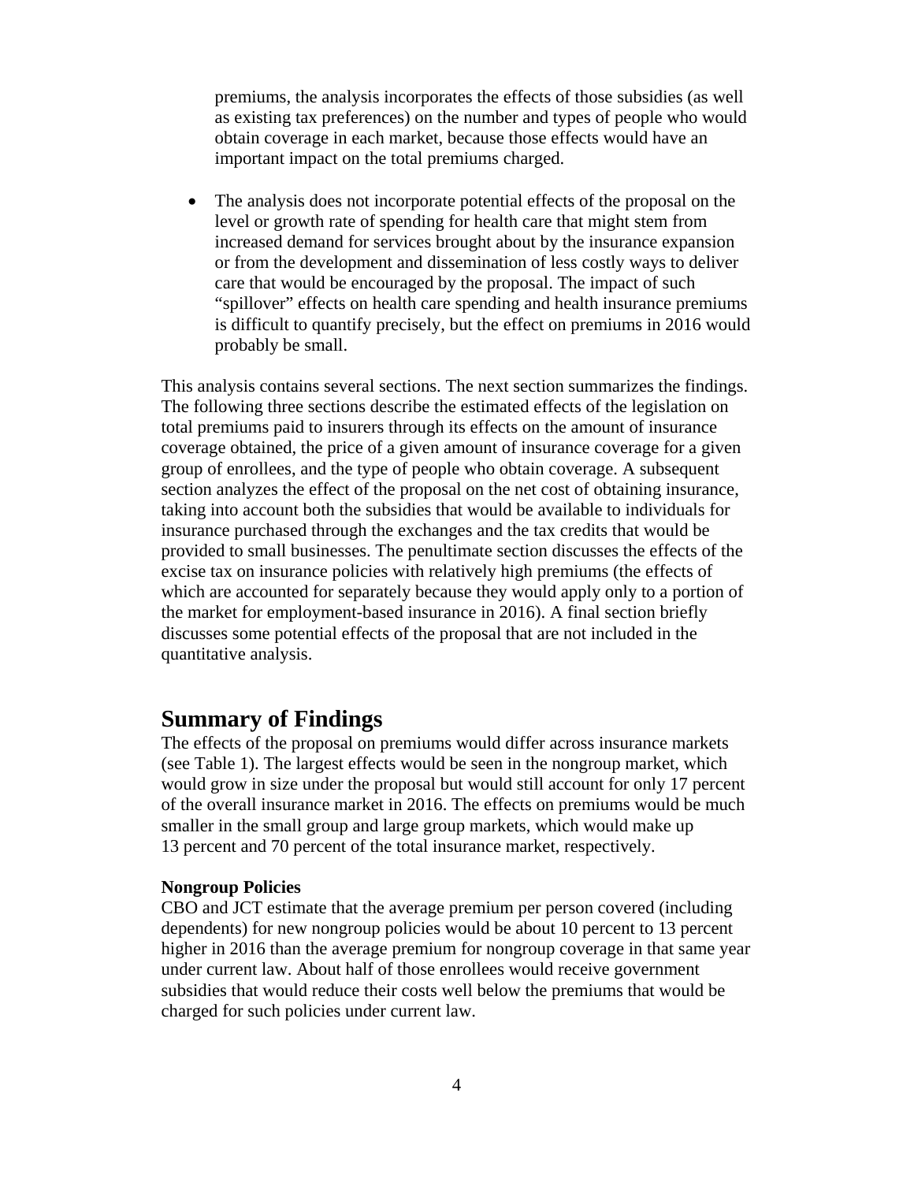premiums, the analysis incorporates the effects of those subsidies (as well as existing tax preferences) on the number and types of people who would obtain coverage in each market, because those effects would have an important impact on the total premiums charged.

- The analysis does not incorporate potential effects of the proposal on the level or growth rate of spending for health care that might stem from increased demand for services brought about by the insurance expansion or from the development and dissemination of less costly ways to deliver care that would be encouraged by the proposal. The impact of such "spillover" effects on health care spending and health insurance premiums is difficult to quantify precisely, but the effect on premiums in 2016 would probably be small.

This analysis contains several sections. The next section summarizes the findings. The following three sections describe the estimated effects of the legislation on total premiums paid to insurers through its effects on the amount of insurance coverage obtained, the price of a given amount of insurance coverage for a given group of enrollees, and the type of people who obtain coverage. A subsequent section analyzes the effect of the proposal on the net cost of obtaining insurance, taking into account both the subsidies that would be available to individuals for insurance purchased through the exchanges and the tax credits that would be provided to small businesses. The penultimate section discusses the effects of the excise tax on insurance policies with relatively high premiums (the effects of which are accounted for separately because they would apply only to a portion of the market for employment-based insurance in 2016). A final section briefly discusses some potential effects of the proposal that are not included in the quantitative analysis.

## Summary of Findings

The effects of the proposal on premiums would differ across insurance markets (see Table 1). The largest effects would be seen in the nongroup market, which would grow in size under the proposal but would still account for only 17 percent of the overall insurance market in 2016. The effects on premiums would be much smaller in the small group and large group markets, which would make up 13 percent and 70 percent of the total insurance market, respectively.

**Nongroup Policies**

CBO and JCT estimate that the average premium per person covered (including dependents) for new nongroup policies would be about 10 percent to 13 percent higher in 2016 than the average premium for nongroup coverage in that same year under current law. About half of those enrollees would receive government subsidies that would reduce their costs well below the premiums that would be charged for such policies under current law.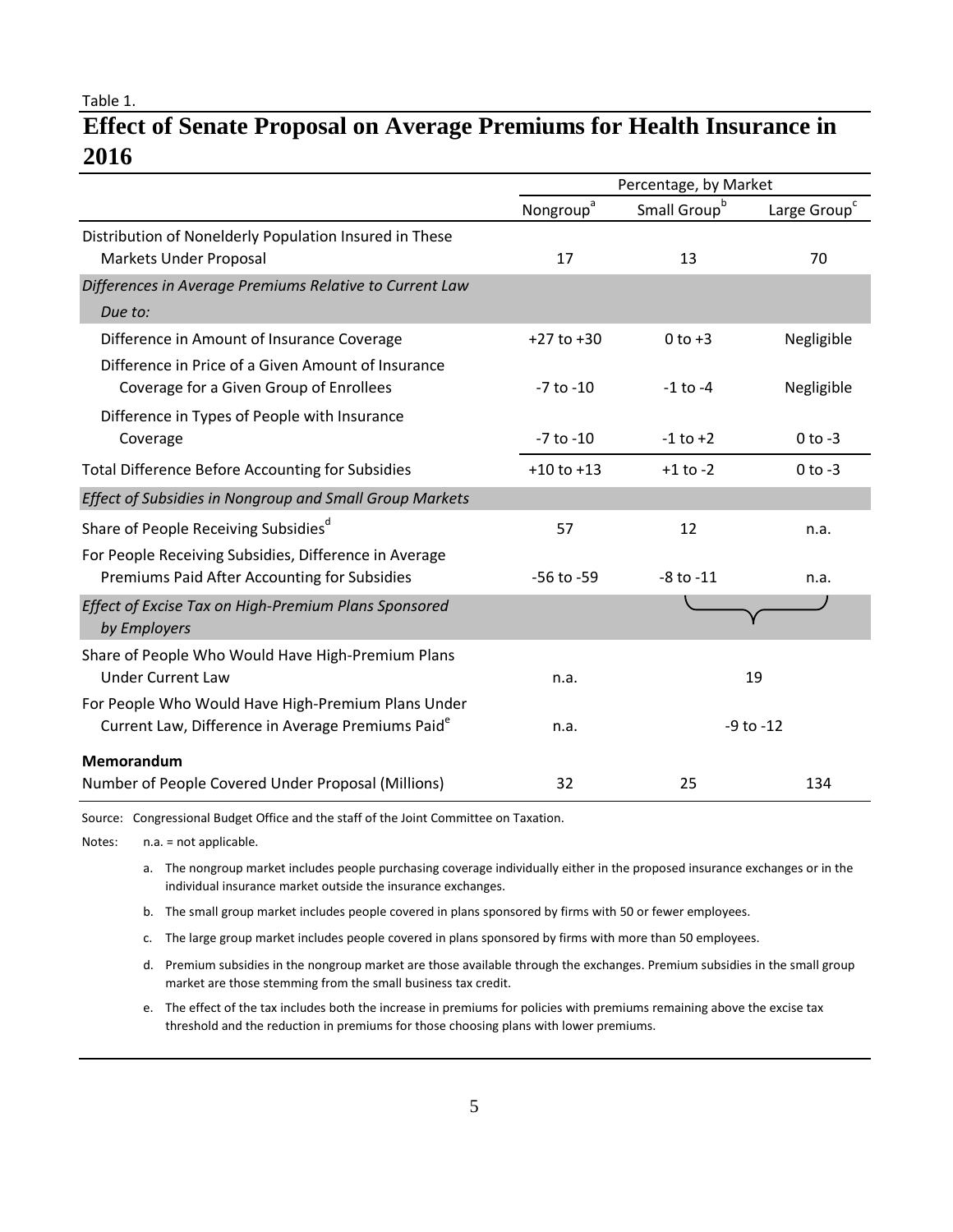Table 1.

# Effect of Senate Proposal on Average Premiums for Health Insurance in 2016

| | Percentage, by Market | | |
|---|---|---|---|
| | Nongroup[a] | Small Group[b] | Large Group[c] |
| Distribution of Nonelderly Population Insured in These Markets Under Proposal | 17 | 13 | 70 |
| *Differences in Average Premiums Relative to Current Law Due to:* | | | |
| Difference in Amount of Insurance Coverage | +27 to +30 | 0 to +3 | Negligible |
| Difference in Price of a Given Amount of Insurance Coverage for a Given Group of Enrollees | -7 to -10 | -1 to -4 | Negligible |
| Difference in Types of People with Insurance Coverage | -7 to -10 | -1 to +2 | 0 to -3 |
| Total Difference Before Accounting for Subsidies | +10 to +13 | +1 to -2 | 0 to -3 |
| *Effect of Subsidies in Nongroup and Small Group Markets* | | | |
| Share of People Receiving Subsidies[d] | 57 | 12 | n.a. |
| For People Receiving Subsidies, Difference in Average Premiums Paid After Accounting for Subsidies | -56 to -59 | -8 to -11 | n.a. |
| *Effect of Excise Tax on High-Premium Plans Sponsored by Employers* | | | |
| Share of People Who Would Have High-Premium Plans Under Current Law | n.a. | 19 (Small Group and Large Group combined) | |
| For People Who Would Have High-Premium Plans Under Current Law, Difference in Average Premiums Paid[e] | n.a. | -9 to -12 (Small Group and Large Group combined) | |
| **Memorandum** | | | |
| Number of People Covered Under Proposal (Millions) | 32 | 25 | 134 |

Source: Congressional Budget Office and the staff of the Joint Committee on Taxation.

Notes: n.a. = not applicable.

a. The nongroup market includes people purchasing coverage individually either in the proposed insurance exchanges or in the individual insurance market outside the insurance exchanges.

b. The small group market includes people covered in plans sponsored by firms with 50 or fewer employees.

c. The large group market includes people covered in plans sponsored by firms with more than 50 employees.

d. Premium subsidies in the nongroup market are those available through the exchanges. Premium subsidies in the small group market are those stemming from the small business tax credit.

e. The effect of the tax includes both the increase in premiums for policies with premiums remaining above the excise tax threshold and the reduction in premiums for those choosing plans with lower premiums.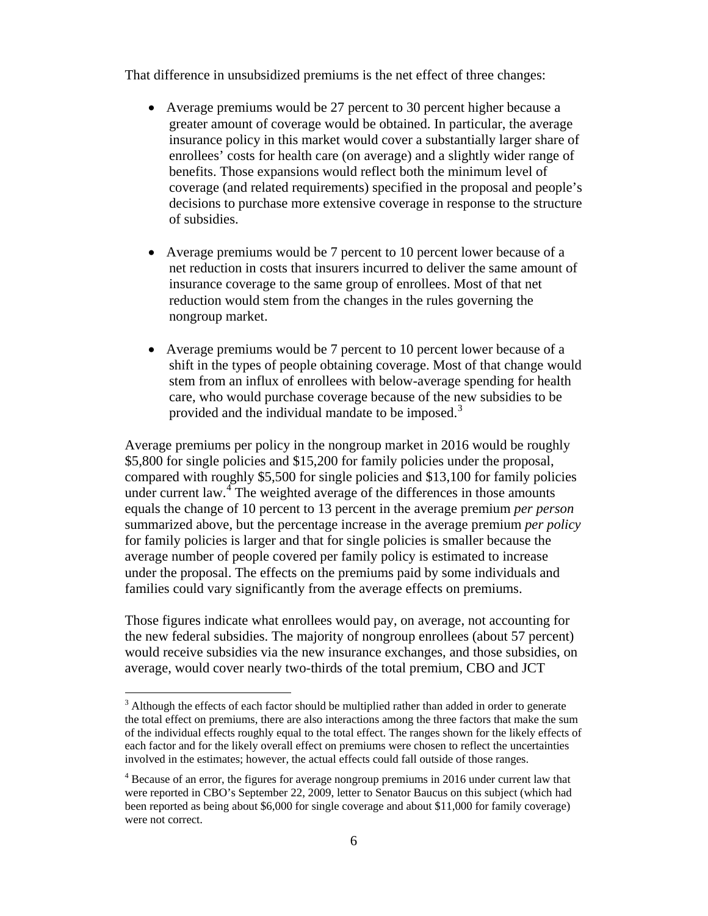That difference in unsubsidized premiums is the net effect of three changes:

- Average premiums would be 27 percent to 30 percent higher because a greater amount of coverage would be obtained. In particular, the average insurance policy in this market would cover a substantially larger share of enrollees' costs for health care (on average) and a slightly wider range of benefits. Those expansions would reflect both the minimum level of coverage (and related requirements) specified in the proposal and people's decisions to purchase more extensive coverage in response to the structure of subsidies.

- Average premiums would be 7 percent to 10 percent lower because of a net reduction in costs that insurers incurred to deliver the same amount of insurance coverage to the same group of enrollees. Most of that net reduction would stem from the changes in the rules governing the nongroup market.

- Average premiums would be 7 percent to 10 percent lower because of a shift in the types of people obtaining coverage. Most of that change would stem from an influx of enrollees with below-average spending for health care, who would purchase coverage because of the new subsidies to be provided and the individual mandate to be imposed.[3]

Average premiums per policy in the nongroup market in 2016 would be roughly $5,800 for single policies and $15,200 for family policies under the proposal, compared with roughly $5,500 for single policies and $13,100 for family policies under current law.[4] The weighted average of the differences in those amounts equals the change of 10 percent to 13 percent in the average premium *per person* summarized above, but the percentage increase in the average premium *per policy* for family policies is larger and that for single policies is smaller because the average number of people covered per family policy is estimated to increase under the proposal. The effects on the premiums paid by some individuals and families could vary significantly from the average effects on premiums.

Those figures indicate what enrollees would pay, on average, not accounting for the new federal subsidies. The majority of nongroup enrollees (about 57 percent) would receive subsidies via the new insurance exchanges, and those subsidies, on average, would cover nearly two-thirds of the total premium, CBO and JCT

[3] Although the effects of each factor should be multiplied rather than added in order to generate the total effect on premiums, there are also interactions among the three factors that make the sum of the individual effects roughly equal to the total effect. The ranges shown for the likely effects of each factor and for the likely overall effect on premiums were chosen to reflect the uncertainties involved in the estimates; however, the actual effects could fall outside of those ranges.

[4] Because of an error, the figures for average nongroup premiums in 2016 under current law that were reported in CBO's September 22, 2009, letter to Senator Baucus on this subject (which had been reported as being about $6,000 for single coverage and about $11,000 for family coverage) were not correct.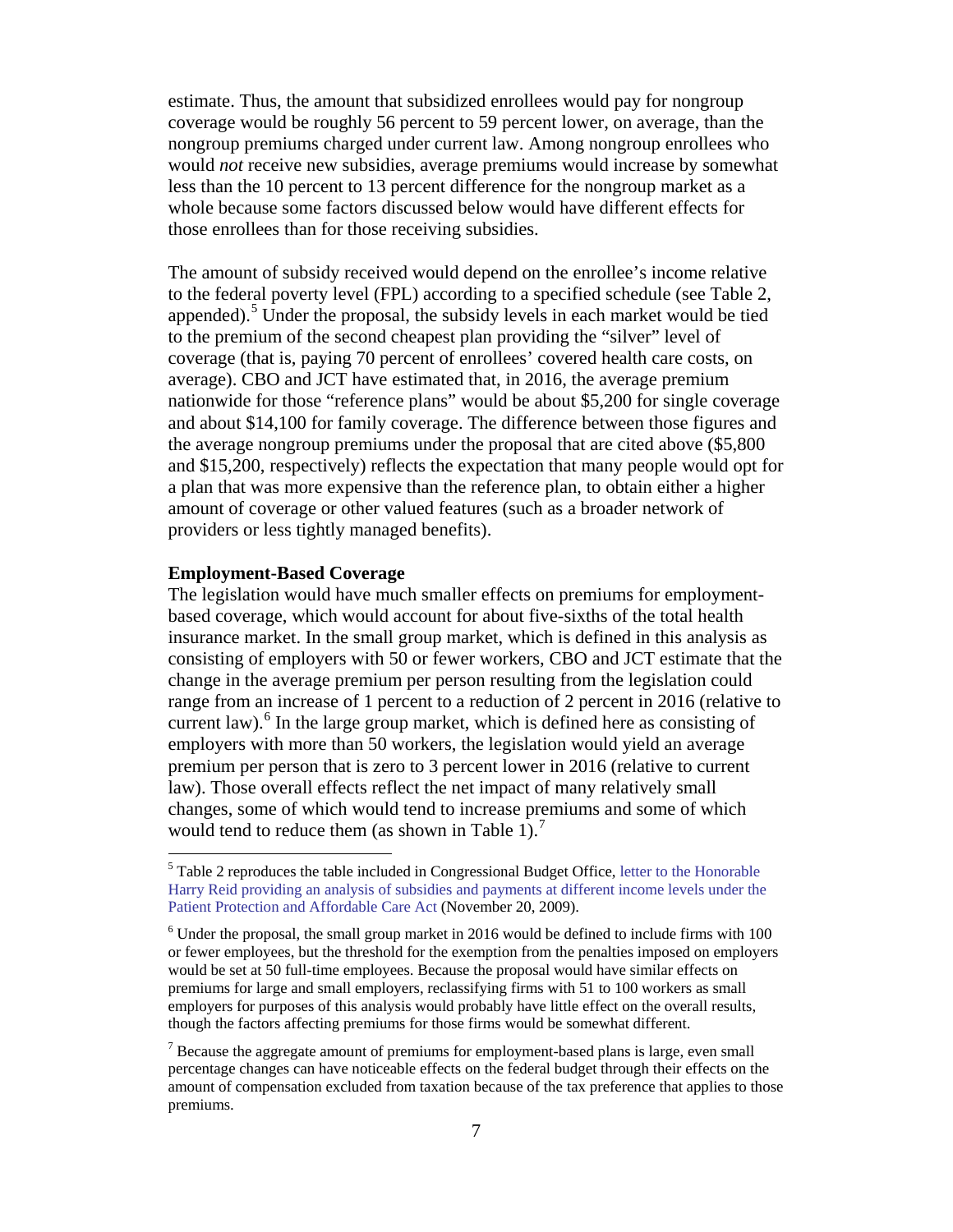estimate. Thus, the amount that subsidized enrollees would pay for nongroup coverage would be roughly 56 percent to 59 percent lower, on average, than the nongroup premiums charged under current law. Among nongroup enrollees who would *not* receive new subsidies, average premiums would increase by somewhat less than the 10 percent to 13 percent difference for the nongroup market as a whole because some factors discussed below would have different effects for those enrollees than for those receiving subsidies.

The amount of subsidy received would depend on the enrollee's income relative to the federal poverty level (FPL) according to a specified schedule (see Table 2, appended).[5] Under the proposal, the subsidy levels in each market would be tied to the premium of the second cheapest plan providing the "silver" level of coverage (that is, paying 70 percent of enrollees' covered health care costs, on average). CBO and JCT have estimated that, in 2016, the average premium nationwide for those "reference plans" would be about $5,200 for single coverage and about $14,100 for family coverage. The difference between those figures and the average nongroup premiums under the proposal that are cited above ($5,800 and $15,200, respectively) reflects the expectation that many people would opt for a plan that was more expensive than the reference plan, to obtain either a higher amount of coverage or other valued features (such as a broader network of providers or less tightly managed benefits).

**Employment-Based Coverage**

The legislation would have much smaller effects on premiums for employment-based coverage, which would account for about five-sixths of the total health insurance market. In the small group market, which is defined in this analysis as consisting of employers with 50 or fewer workers, CBO and JCT estimate that the change in the average premium per person resulting from the legislation could range from an increase of 1 percent to a reduction of 2 percent in 2016 (relative to current law).[6] In the large group market, which is defined here as consisting of employers with more than 50 workers, the legislation would yield an average premium per person that is zero to 3 percent lower in 2016 (relative to current law). Those overall effects reflect the net impact of many relatively small changes, some of which would tend to increase premiums and some of which would tend to reduce them (as shown in Table 1).[7]

[5] Table 2 reproduces the table included in Congressional Budget Office, letter to the Honorable Harry Reid providing an analysis of subsidies and payments at different income levels under the Patient Protection and Affordable Care Act (November 20, 2009).

[6] Under the proposal, the small group market in 2016 would be defined to include firms with 100 or fewer employees, but the threshold for the exemption from the penalties imposed on employers would be set at 50 full-time employees. Because the proposal would have similar effects on premiums for large and small employers, reclassifying firms with 51 to 100 workers as small employers for purposes of this analysis would probably have little effect on the overall results, though the factors affecting premiums for those firms would be somewhat different.

[7] Because the aggregate amount of premiums for employment-based plans is large, even small percentage changes can have noticeable effects on the federal budget through their effects on the amount of compensation excluded from taxation because of the tax preference that applies to those premiums.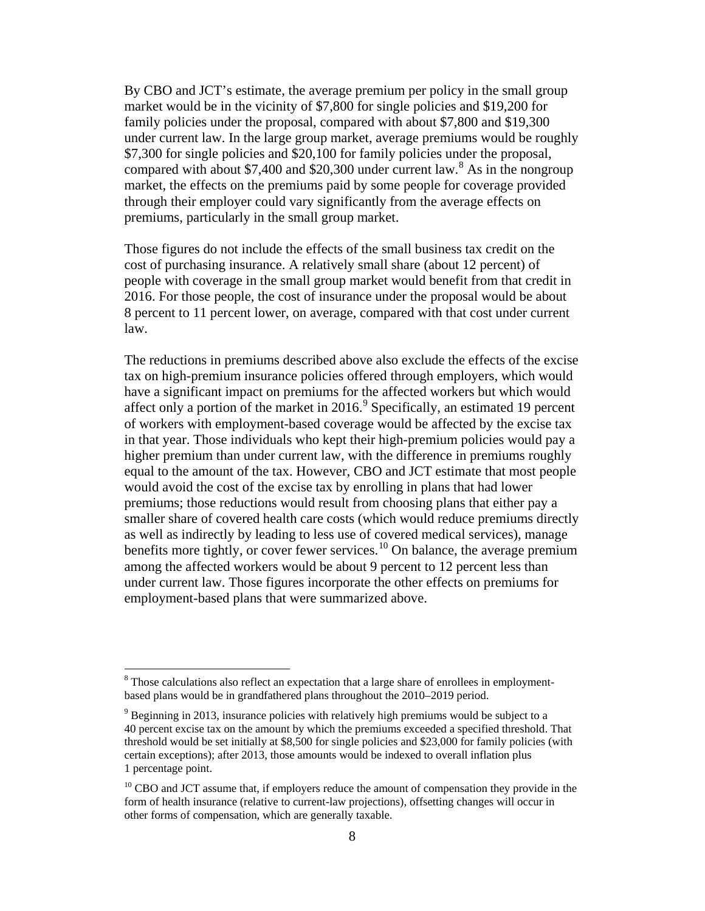By CBO and JCT's estimate, the average premium per policy in the small group market would be in the vicinity of $7,800 for single policies and $19,200 for family policies under the proposal, compared with about $7,800 and $19,300 under current law. In the large group market, average premiums would be roughly $7,300 for single policies and $20,100 for family policies under the proposal, compared with about $7,400 and $20,300 under current law.[8] As in the nongroup market, the effects on the premiums paid by some people for coverage provided through their employer could vary significantly from the average effects on premiums, particularly in the small group market.

Those figures do not include the effects of the small business tax credit on the cost of purchasing insurance. A relatively small share (about 12 percent) of people with coverage in the small group market would benefit from that credit in 2016. For those people, the cost of insurance under the proposal would be about 8 percent to 11 percent lower, on average, compared with that cost under current law.

The reductions in premiums described above also exclude the effects of the excise tax on high-premium insurance policies offered through employers, which would have a significant impact on premiums for the affected workers but which would affect only a portion of the market in 2016.[9] Specifically, an estimated 19 percent of workers with employment-based coverage would be affected by the excise tax in that year. Those individuals who kept their high-premium policies would pay a higher premium than under current law, with the difference in premiums roughly equal to the amount of the tax. However, CBO and JCT estimate that most people would avoid the cost of the excise tax by enrolling in plans that had lower premiums; those reductions would result from choosing plans that either pay a smaller share of covered health care costs (which would reduce premiums directly as well as indirectly by leading to less use of covered medical services), manage benefits more tightly, or cover fewer services.[10] On balance, the average premium among the affected workers would be about 9 percent to 12 percent less than under current law. Those figures incorporate the other effects on premiums for employment-based plans that were summarized above.

---

[8] Those calculations also reflect an expectation that a large share of enrollees in employment-based plans would be in grandfathered plans throughout the 2010–2019 period.

[9] Beginning in 2013, insurance policies with relatively high premiums would be subject to a 40 percent excise tax on the amount by which the premiums exceeded a specified threshold. That threshold would be set initially at $8,500 for single policies and $23,000 for family policies (with certain exceptions); after 2013, those amounts would be indexed to overall inflation plus 1 percentage point.

[10] CBO and JCT assume that, if employers reduce the amount of compensation they provide in the form of health insurance (relative to current-law projections), offsetting changes will occur in other forms of compensation, which are generally taxable.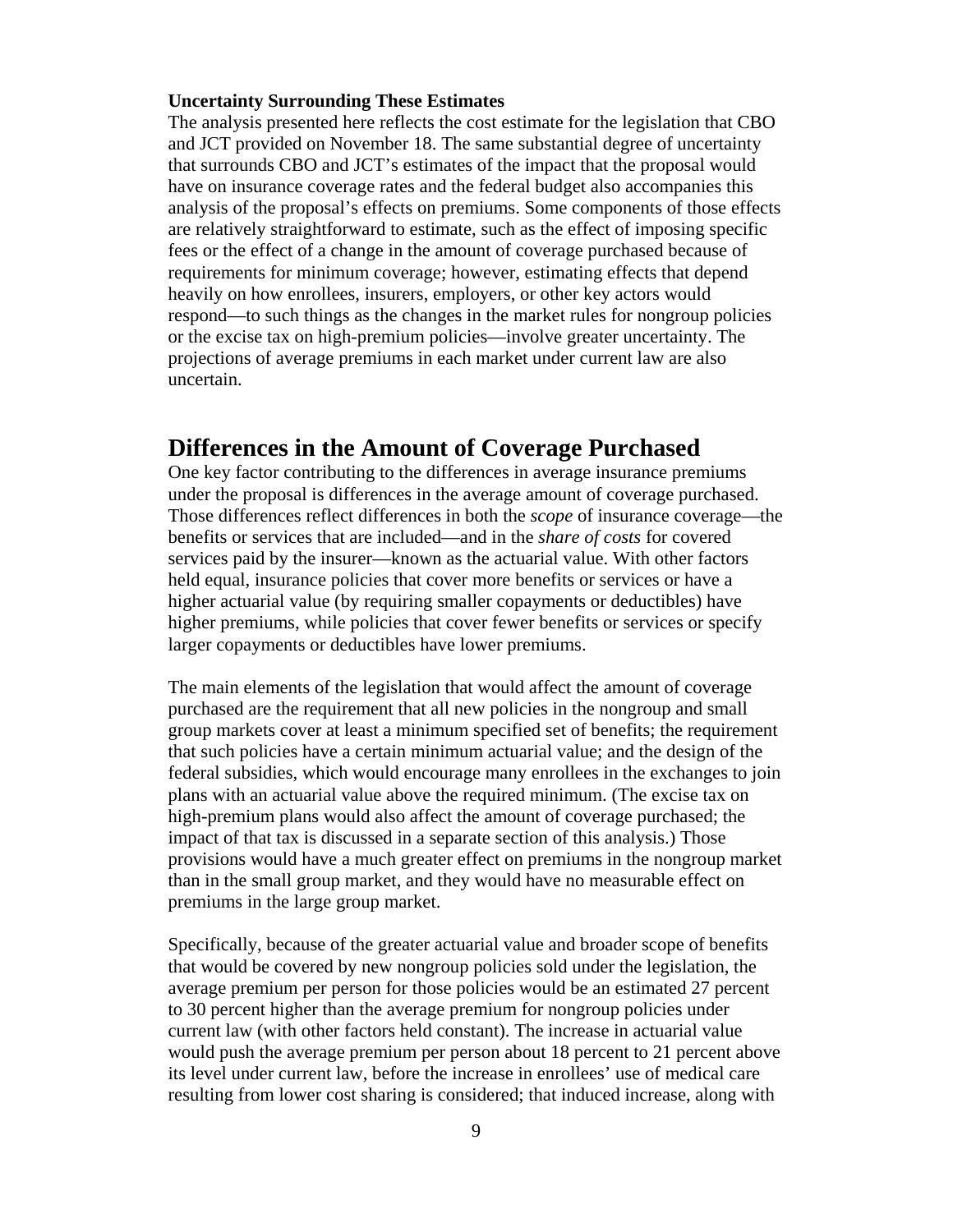**Uncertainty Surrounding These Estimates**

The analysis presented here reflects the cost estimate for the legislation that CBO and JCT provided on November 18. The same substantial degree of uncertainty that surrounds CBO and JCT's estimates of the impact that the proposal would have on insurance coverage rates and the federal budget also accompanies this analysis of the proposal's effects on premiums. Some components of those effects are relatively straightforward to estimate, such as the effect of imposing specific fees or the effect of a change in the amount of coverage purchased because of requirements for minimum coverage; however, estimating effects that depend heavily on how enrollees, insurers, employers, or other key actors would respond—to such things as the changes in the market rules for nongroup policies or the excise tax on high-premium policies—involve greater uncertainty. The projections of average premiums in each market under current law are also uncertain.

## Differences in the Amount of Coverage Purchased

One key factor contributing to the differences in average insurance premiums under the proposal is differences in the average amount of coverage purchased. Those differences reflect differences in both the *scope* of insurance coverage—the benefits or services that are included—and in the *share of costs* for covered services paid by the insurer—known as the actuarial value. With other factors held equal, insurance policies that cover more benefits or services or have a higher actuarial value (by requiring smaller copayments or deductibles) have higher premiums, while policies that cover fewer benefits or services or specify larger copayments or deductibles have lower premiums.

The main elements of the legislation that would affect the amount of coverage purchased are the requirement that all new policies in the nongroup and small group markets cover at least a minimum specified set of benefits; the requirement that such policies have a certain minimum actuarial value; and the design of the federal subsidies, which would encourage many enrollees in the exchanges to join plans with an actuarial value above the required minimum. (The excise tax on high-premium plans would also affect the amount of coverage purchased; the impact of that tax is discussed in a separate section of this analysis.) Those provisions would have a much greater effect on premiums in the nongroup market than in the small group market, and they would have no measurable effect on premiums in the large group market.

Specifically, because of the greater actuarial value and broader scope of benefits that would be covered by new nongroup policies sold under the legislation, the average premium per person for those policies would be an estimated 27 percent to 30 percent higher than the average premium for nongroup policies under current law (with other factors held constant). The increase in actuarial value would push the average premium per person about 18 percent to 21 percent above its level under current law, before the increase in enrollees' use of medical care resulting from lower cost sharing is considered; that induced increase, along with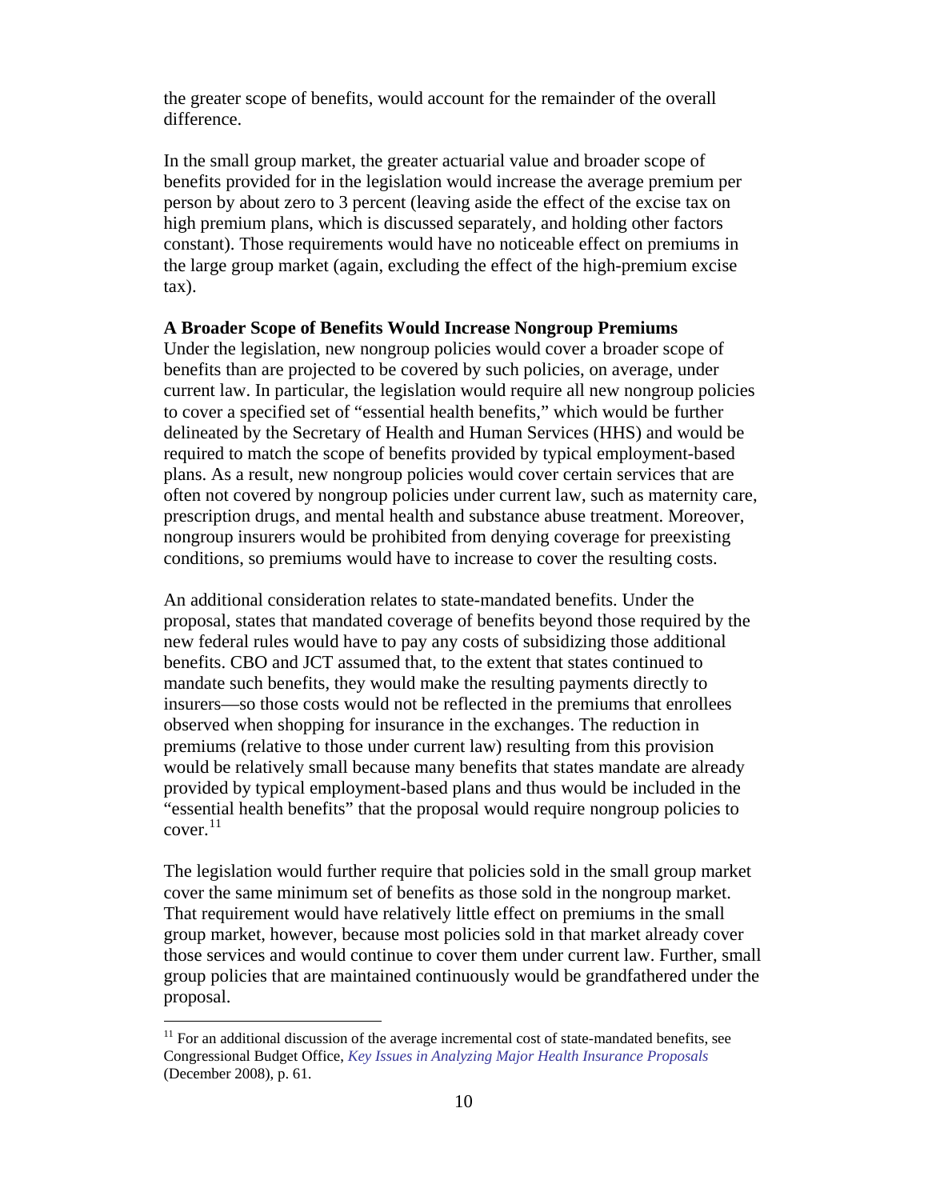the greater scope of benefits, would account for the remainder of the overall difference.

In the small group market, the greater actuarial value and broader scope of benefits provided for in the legislation would increase the average premium per person by about zero to 3 percent (leaving aside the effect of the excise tax on high premium plans, which is discussed separately, and holding other factors constant). Those requirements would have no noticeable effect on premiums in the large group market (again, excluding the effect of the high-premium excise tax).

**A Broader Scope of Benefits Would Increase Nongroup Premiums**

Under the legislation, new nongroup policies would cover a broader scope of benefits than are projected to be covered by such policies, on average, under current law. In particular, the legislation would require all new nongroup policies to cover a specified set of "essential health benefits," which would be further delineated by the Secretary of Health and Human Services (HHS) and would be required to match the scope of benefits provided by typical employment-based plans. As a result, new nongroup policies would cover certain services that are often not covered by nongroup policies under current law, such as maternity care, prescription drugs, and mental health and substance abuse treatment. Moreover, nongroup insurers would be prohibited from denying coverage for preexisting conditions, so premiums would have to increase to cover the resulting costs.

An additional consideration relates to state-mandated benefits. Under the proposal, states that mandated coverage of benefits beyond those required by the new federal rules would have to pay any costs of subsidizing those additional benefits. CBO and JCT assumed that, to the extent that states continued to mandate such benefits, they would make the resulting payments directly to insurers—so those costs would not be reflected in the premiums that enrollees observed when shopping for insurance in the exchanges. The reduction in premiums (relative to those under current law) resulting from this provision would be relatively small because many benefits that states mandate are already provided by typical employment-based plans and thus would be included in the "essential health benefits" that the proposal would require nongroup policies to cover.[11]

The legislation would further require that policies sold in the small group market cover the same minimum set of benefits as those sold in the nongroup market. That requirement would have relatively little effect on premiums in the small group market, however, because most policies sold in that market already cover those services and would continue to cover them under current law. Further, small group policies that are maintained continuously would be grandfathered under the proposal.

[11] For an additional discussion of the average incremental cost of state-mandated benefits, see Congressional Budget Office, *Key Issues in Analyzing Major Health Insurance Proposals* (December 2008), p. 61.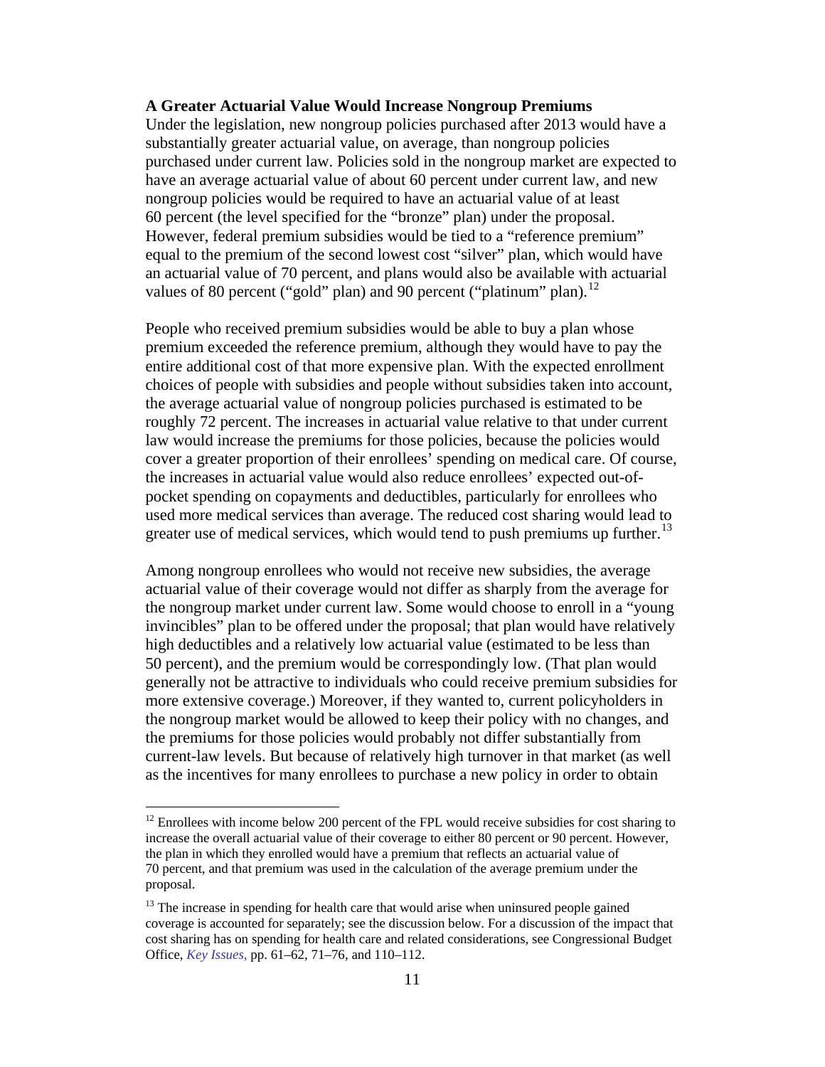**A Greater Actuarial Value Would Increase Nongroup Premiums**

Under the legislation, new nongroup policies purchased after 2013 would have a substantially greater actuarial value, on average, than nongroup policies purchased under current law. Policies sold in the nongroup market are expected to have an average actuarial value of about 60 percent under current law, and new nongroup policies would be required to have an actuarial value of at least 60 percent (the level specified for the "bronze" plan) under the proposal. However, federal premium subsidies would be tied to a "reference premium" equal to the premium of the second lowest cost "silver" plan, which would have an actuarial value of 70 percent, and plans would also be available with actuarial values of 80 percent ("gold" plan) and 90 percent ("platinum" plan).[12]

People who received premium subsidies would be able to buy a plan whose premium exceeded the reference premium, although they would have to pay the entire additional cost of that more expensive plan. With the expected enrollment choices of people with subsidies and people without subsidies taken into account, the average actuarial value of nongroup policies purchased is estimated to be roughly 72 percent. The increases in actuarial value relative to that under current law would increase the premiums for those policies, because the policies would cover a greater proportion of their enrollees' spending on medical care. Of course, the increases in actuarial value would also reduce enrollees' expected out-of-pocket spending on copayments and deductibles, particularly for enrollees who used more medical services than average. The reduced cost sharing would lead to greater use of medical services, which would tend to push premiums up further.[13]

Among nongroup enrollees who would not receive new subsidies, the average actuarial value of their coverage would not differ as sharply from the average for the nongroup market under current law. Some would choose to enroll in a "young invincibles" plan to be offered under the proposal; that plan would have relatively high deductibles and a relatively low actuarial value (estimated to be less than 50 percent), and the premium would be correspondingly low. (That plan would generally not be attractive to individuals who could receive premium subsidies for more extensive coverage.) Moreover, if they wanted to, current policyholders in the nongroup market would be allowed to keep their policy with no changes, and the premiums for those policies would probably not differ substantially from current-law levels. But because of relatively high turnover in that market (as well as the incentives for many enrollees to purchase a new policy in order to obtain

---

[12] Enrollees with income below 200 percent of the FPL would receive subsidies for cost sharing to increase the overall actuarial value of their coverage to either 80 percent or 90 percent. However, the plan in which they enrolled would have a premium that reflects an actuarial value of 70 percent, and that premium was used in the calculation of the average premium under the proposal.

[13] The increase in spending for health care that would arise when uninsured people gained coverage is accounted for separately; see the discussion below. For a discussion of the impact that cost sharing has on spending for health care and related considerations, see Congressional Budget Office, *Key Issues,* pp. 61–62, 71–76, and 110–112.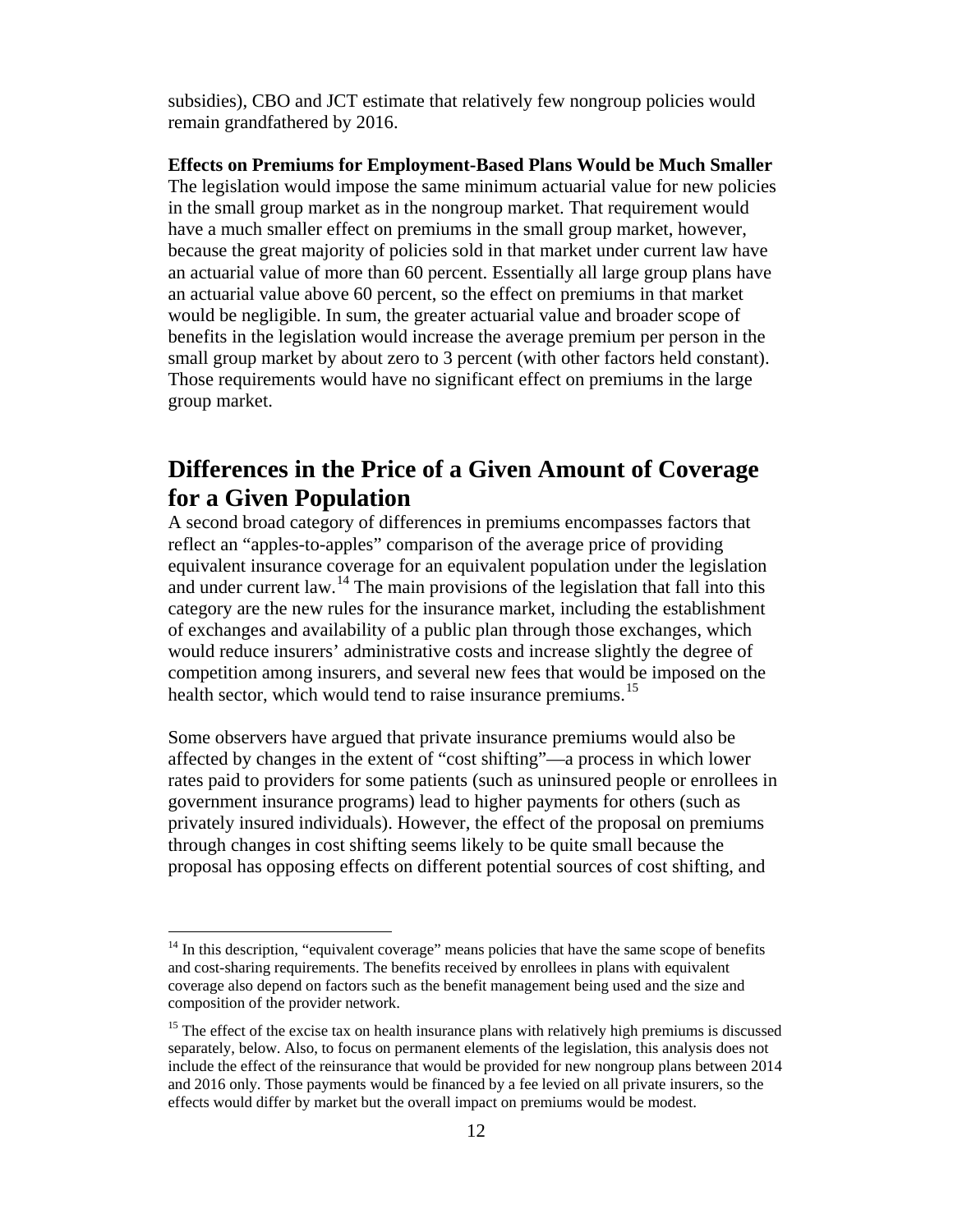subsidies), CBO and JCT estimate that relatively few nongroup policies would remain grandfathered by 2016.

**Effects on Premiums for Employment-Based Plans Would be Much Smaller**

The legislation would impose the same minimum actuarial value for new policies in the small group market as in the nongroup market. That requirement would have a much smaller effect on premiums in the small group market, however, because the great majority of policies sold in that market under current law have an actuarial value of more than 60 percent. Essentially all large group plans have an actuarial value above 60 percent, so the effect on premiums in that market would be negligible. In sum, the greater actuarial value and broader scope of benefits in the legislation would increase the average premium per person in the small group market by about zero to 3 percent (with other factors held constant). Those requirements would have no significant effect on premiums in the large group market.

## Differences in the Price of a Given Amount of Coverage for a Given Population

A second broad category of differences in premiums encompasses factors that reflect an "apples-to-apples" comparison of the average price of providing equivalent insurance coverage for an equivalent population under the legislation and under current law.[14] The main provisions of the legislation that fall into this category are the new rules for the insurance market, including the establishment of exchanges and availability of a public plan through those exchanges, which would reduce insurers' administrative costs and increase slightly the degree of competition among insurers, and several new fees that would be imposed on the health sector, which would tend to raise insurance premiums.[15]

Some observers have argued that private insurance premiums would also be affected by changes in the extent of "cost shifting"—a process in which lower rates paid to providers for some patients (such as uninsured people or enrollees in government insurance programs) lead to higher payments for others (such as privately insured individuals). However, the effect of the proposal on premiums through changes in cost shifting seems likely to be quite small because the proposal has opposing effects on different potential sources of cost shifting, and

---

[14] In this description, "equivalent coverage" means policies that have the same scope of benefits and cost-sharing requirements. The benefits received by enrollees in plans with equivalent coverage also depend on factors such as the benefit management being used and the size and composition of the provider network.

[15] The effect of the excise tax on health insurance plans with relatively high premiums is discussed separately, below. Also, to focus on permanent elements of the legislation, this analysis does not include the effect of the reinsurance that would be provided for new nongroup plans between 2014 and 2016 only. Those payments would be financed by a fee levied on all private insurers, so the effects would differ by market but the overall impact on premiums would be modest.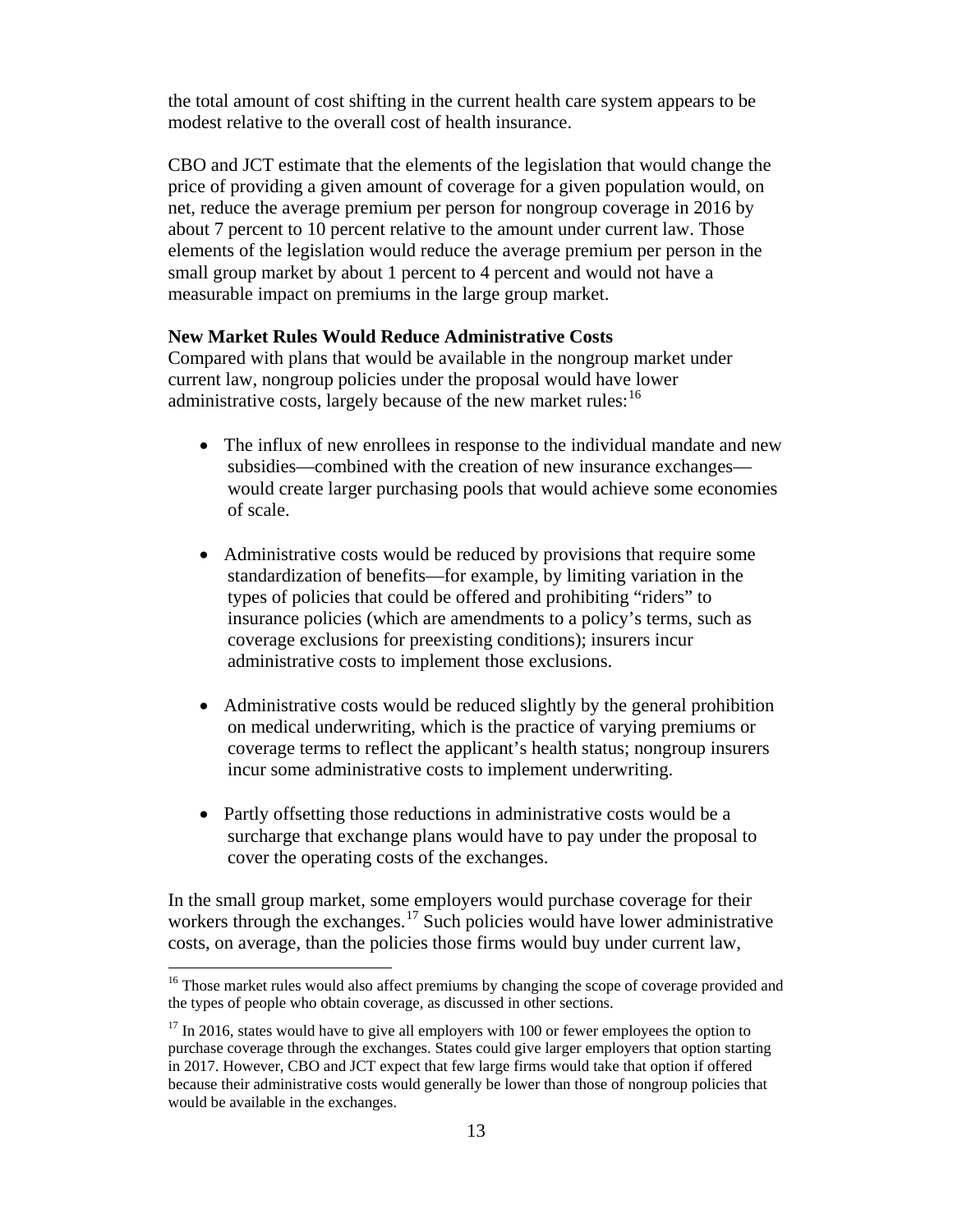the total amount of cost shifting in the current health care system appears to be modest relative to the overall cost of health insurance.

CBO and JCT estimate that the elements of the legislation that would change the price of providing a given amount of coverage for a given population would, on net, reduce the average premium per person for nongroup coverage in 2016 by about 7 percent to 10 percent relative to the amount under current law. Those elements of the legislation would reduce the average premium per person in the small group market by about 1 percent to 4 percent and would not have a measurable impact on premiums in the large group market.

**New Market Rules Would Reduce Administrative Costs**

Compared with plans that would be available in the nongroup market under current law, nongroup policies under the proposal would have lower administrative costs, largely because of the new market rules:[16]

- The influx of new enrollees in response to the individual mandate and new subsidies—combined with the creation of new insurance exchanges—would create larger purchasing pools that would achieve some economies of scale.
- Administrative costs would be reduced by provisions that require some standardization of benefits—for example, by limiting variation in the types of policies that could be offered and prohibiting "riders" to insurance policies (which are amendments to a policy's terms, such as coverage exclusions for preexisting conditions); insurers incur administrative costs to implement those exclusions.
- Administrative costs would be reduced slightly by the general prohibition on medical underwriting, which is the practice of varying premiums or coverage terms to reflect the applicant's health status; nongroup insurers incur some administrative costs to implement underwriting.
- Partly offsetting those reductions in administrative costs would be a surcharge that exchange plans would have to pay under the proposal to cover the operating costs of the exchanges.

In the small group market, some employers would purchase coverage for their workers through the exchanges.[17] Such policies would have lower administrative costs, on average, than the policies those firms would buy under current law,

[16] Those market rules would also affect premiums by changing the scope of coverage provided and the types of people who obtain coverage, as discussed in other sections.

[17] In 2016, states would have to give all employers with 100 or fewer employees the option to purchase coverage through the exchanges. States could give larger employers that option starting in 2017. However, CBO and JCT expect that few large firms would take that option if offered because their administrative costs would generally be lower than those of nongroup policies that would be available in the exchanges.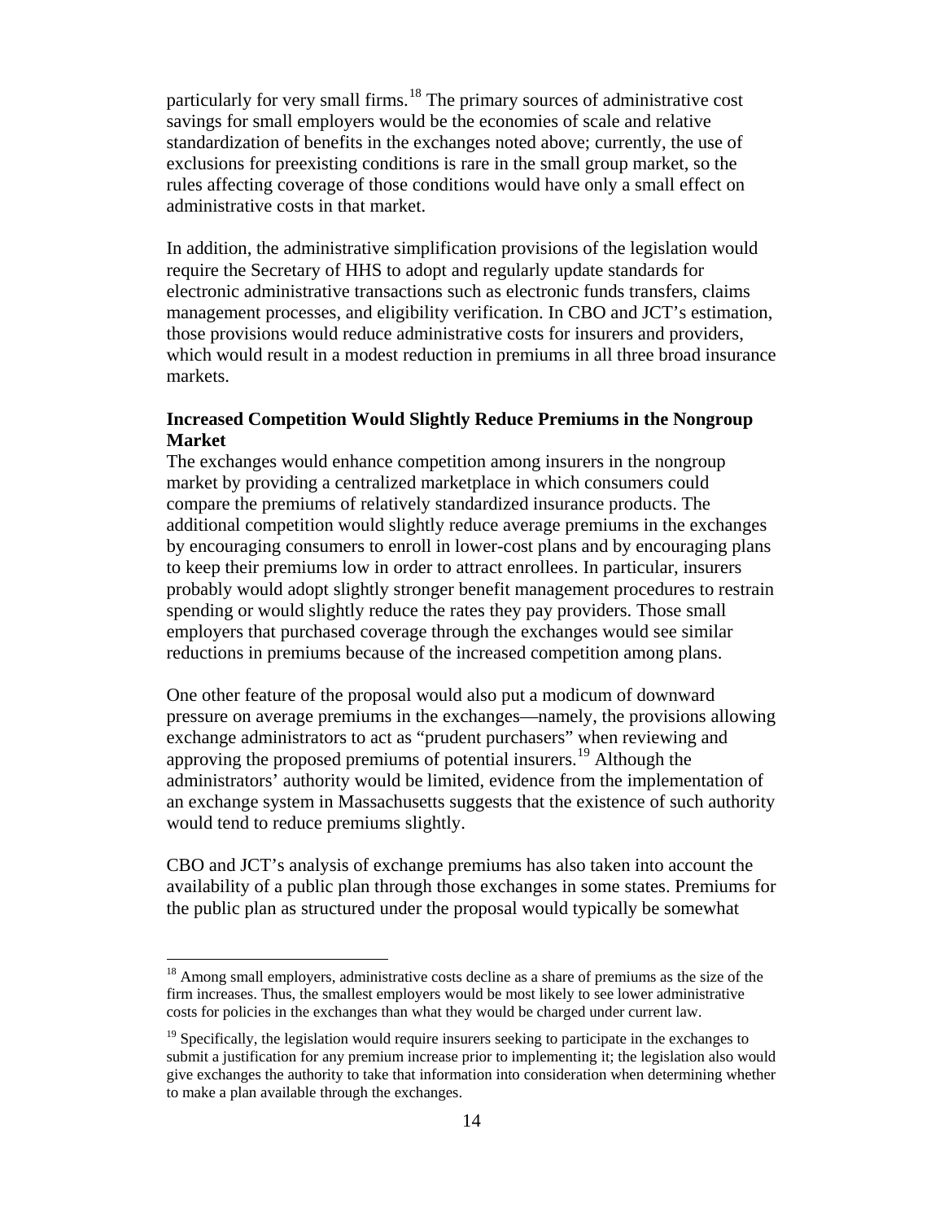particularly for very small firms.[18] The primary sources of administrative cost savings for small employers would be the economies of scale and relative standardization of benefits in the exchanges noted above; currently, the use of exclusions for preexisting conditions is rare in the small group market, so the rules affecting coverage of those conditions would have only a small effect on administrative costs in that market.

In addition, the administrative simplification provisions of the legislation would require the Secretary of HHS to adopt and regularly update standards for electronic administrative transactions such as electronic funds transfers, claims management processes, and eligibility verification. In CBO and JCT's estimation, those provisions would reduce administrative costs for insurers and providers, which would result in a modest reduction in premiums in all three broad insurance markets.

**Increased Competition Would Slightly Reduce Premiums in the Nongroup Market**

The exchanges would enhance competition among insurers in the nongroup market by providing a centralized marketplace in which consumers could compare the premiums of relatively standardized insurance products. The additional competition would slightly reduce average premiums in the exchanges by encouraging consumers to enroll in lower-cost plans and by encouraging plans to keep their premiums low in order to attract enrollees. In particular, insurers probably would adopt slightly stronger benefit management procedures to restrain spending or would slightly reduce the rates they pay providers. Those small employers that purchased coverage through the exchanges would see similar reductions in premiums because of the increased competition among plans.

One other feature of the proposal would also put a modicum of downward pressure on average premiums in the exchanges—namely, the provisions allowing exchange administrators to act as "prudent purchasers" when reviewing and approving the proposed premiums of potential insurers.[19] Although the administrators' authority would be limited, evidence from the implementation of an exchange system in Massachusetts suggests that the existence of such authority would tend to reduce premiums slightly.

CBO and JCT's analysis of exchange premiums has also taken into account the availability of a public plan through those exchanges in some states. Premiums for the public plan as structured under the proposal would typically be somewhat

---

[18] Among small employers, administrative costs decline as a share of premiums as the size of the firm increases. Thus, the smallest employers would be most likely to see lower administrative costs for policies in the exchanges than what they would be charged under current law.

[19] Specifically, the legislation would require insurers seeking to participate in the exchanges to submit a justification for any premium increase prior to implementing it; the legislation also would give exchanges the authority to take that information into consideration when determining whether to make a plan available through the exchanges.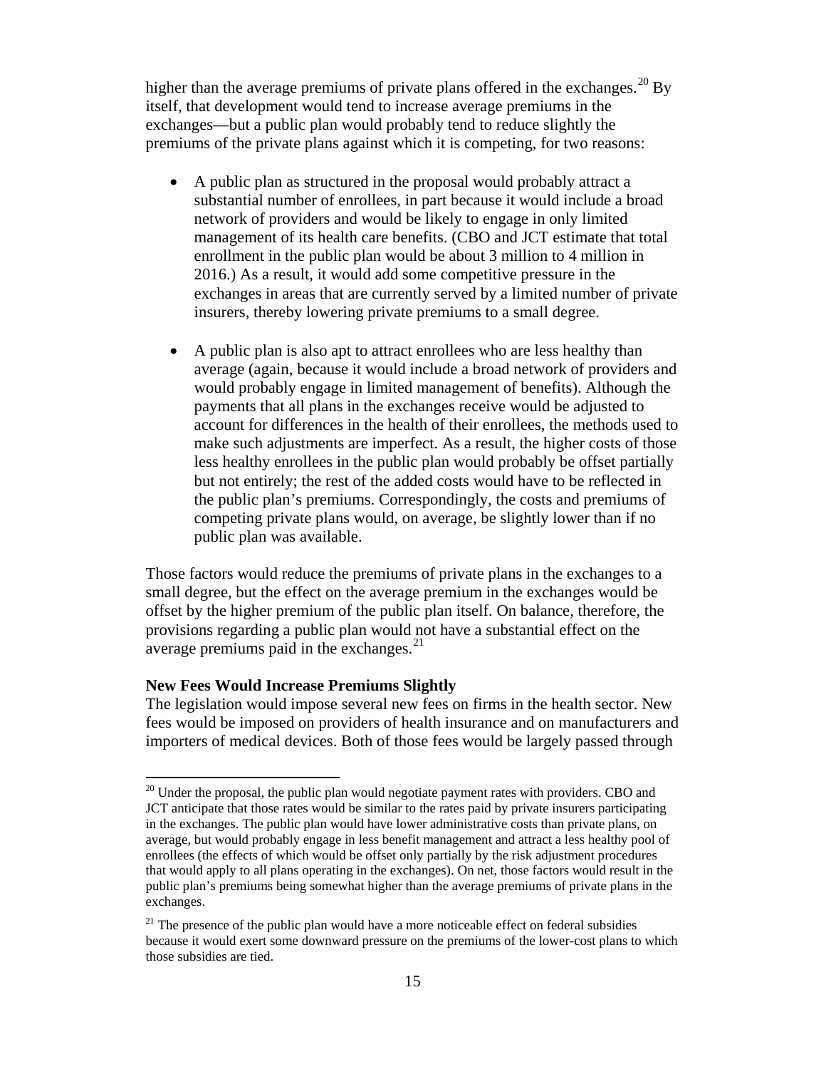higher than the average premiums of private plans offered in the exchanges.[20] By itself, that development would tend to increase average premiums in the exchanges—but a public plan would probably tend to reduce slightly the premiums of the private plans against which it is competing, for two reasons:

- A public plan as structured in the proposal would probably attract a substantial number of enrollees, in part because it would include a broad network of providers and would be likely to engage in only limited management of its health care benefits. (CBO and JCT estimate that total enrollment in the public plan would be about 3 million to 4 million in 2016.) As a result, it would add some competitive pressure in the exchanges in areas that are currently served by a limited number of private insurers, thereby lowering private premiums to a small degree.

- A public plan is also apt to attract enrollees who are less healthy than average (again, because it would include a broad network of providers and would probably engage in limited management of benefits). Although the payments that all plans in the exchanges receive would be adjusted to account for differences in the health of their enrollees, the methods used to make such adjustments are imperfect. As a result, the higher costs of those less healthy enrollees in the public plan would probably be offset partially but not entirely; the rest of the added costs would have to be reflected in the public plan's premiums. Correspondingly, the costs and premiums of competing private plans would, on average, be slightly lower than if no public plan was available.

Those factors would reduce the premiums of private plans in the exchanges to a small degree, but the effect on the average premium in the exchanges would be offset by the higher premium of the public plan itself. On balance, therefore, the provisions regarding a public plan would not have a substantial effect on the average premiums paid in the exchanges.[21]

**New Fees Would Increase Premiums Slightly**

The legislation would impose several new fees on firms in the health sector. New fees would be imposed on providers of health insurance and on manufacturers and importers of medical devices. Both of those fees would be largely passed through

---

[20] Under the proposal, the public plan would negotiate payment rates with providers. CBO and JCT anticipate that those rates would be similar to the rates paid by private insurers participating in the exchanges. The public plan would have lower administrative costs than private plans, on average, but would probably engage in less benefit management and attract a less healthy pool of enrollees (the effects of which would be offset only partially by the risk adjustment procedures that would apply to all plans operating in the exchanges). On net, those factors would result in the public plan's premiums being somewhat higher than the average premiums of private plans in the exchanges.

[21] The presence of the public plan would have a more noticeable effect on federal subsidies because it would exert some downward pressure on the premiums of the lower-cost plans to which those subsidies are tied.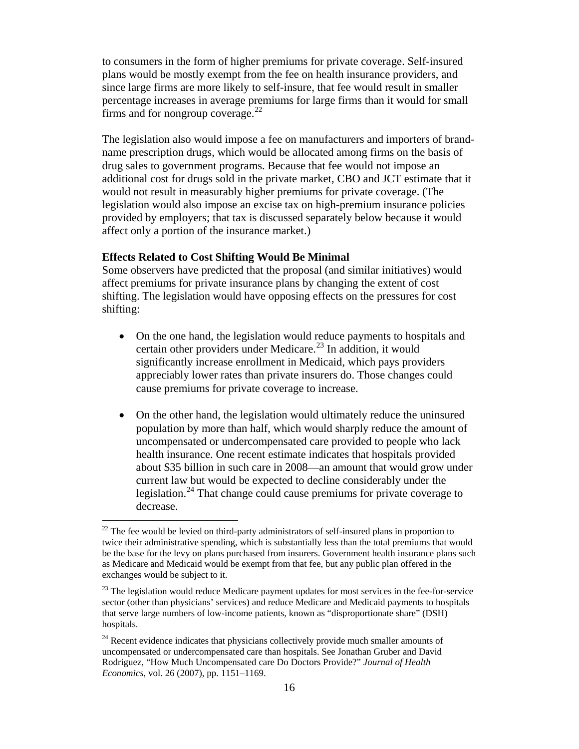to consumers in the form of higher premiums for private coverage. Self-insured plans would be mostly exempt from the fee on health insurance providers, and since large firms are more likely to self-insure, that fee would result in smaller percentage increases in average premiums for large firms than it would for small firms and for nongroup coverage.[22]

The legislation also would impose a fee on manufacturers and importers of brand-name prescription drugs, which would be allocated among firms on the basis of drug sales to government programs. Because that fee would not impose an additional cost for drugs sold in the private market, CBO and JCT estimate that it would not result in measurably higher premiums for private coverage. (The legislation would also impose an excise tax on high-premium insurance policies provided by employers; that tax is discussed separately below because it would affect only a portion of the insurance market.)

**Effects Related to Cost Shifting Would Be Minimal**

Some observers have predicted that the proposal (and similar initiatives) would affect premiums for private insurance plans by changing the extent of cost shifting. The legislation would have opposing effects on the pressures for cost shifting:

- On the one hand, the legislation would reduce payments to hospitals and certain other providers under Medicare.[23] In addition, it would significantly increase enrollment in Medicaid, which pays providers appreciably lower rates than private insurers do. Those changes could cause premiums for private coverage to increase.

- On the other hand, the legislation would ultimately reduce the uninsured population by more than half, which would sharply reduce the amount of uncompensated or undercompensated care provided to people who lack health insurance. One recent estimate indicates that hospitals provided about $35 billion in such care in 2008—an amount that would grow under current law but would be expected to decline considerably under the legislation.[24] That change could cause premiums for private coverage to decrease.

---

[22] The fee would be levied on third-party administrators of self-insured plans in proportion to twice their administrative spending, which is substantially less than the total premiums that would be the base for the levy on plans purchased from insurers. Government health insurance plans such as Medicare and Medicaid would be exempt from that fee, but any public plan offered in the exchanges would be subject to it.

[23] The legislation would reduce Medicare payment updates for most services in the fee-for-service sector (other than physicians' services) and reduce Medicare and Medicaid payments to hospitals that serve large numbers of low-income patients, known as "disproportionate share" (DSH) hospitals.

[24] Recent evidence indicates that physicians collectively provide much smaller amounts of uncompensated or undercompensated care than hospitals. See Jonathan Gruber and David Rodriguez, "How Much Uncompensated care Do Doctors Provide?" *Journal of Health Economics*, vol. 26 (2007), pp. 1151–1169.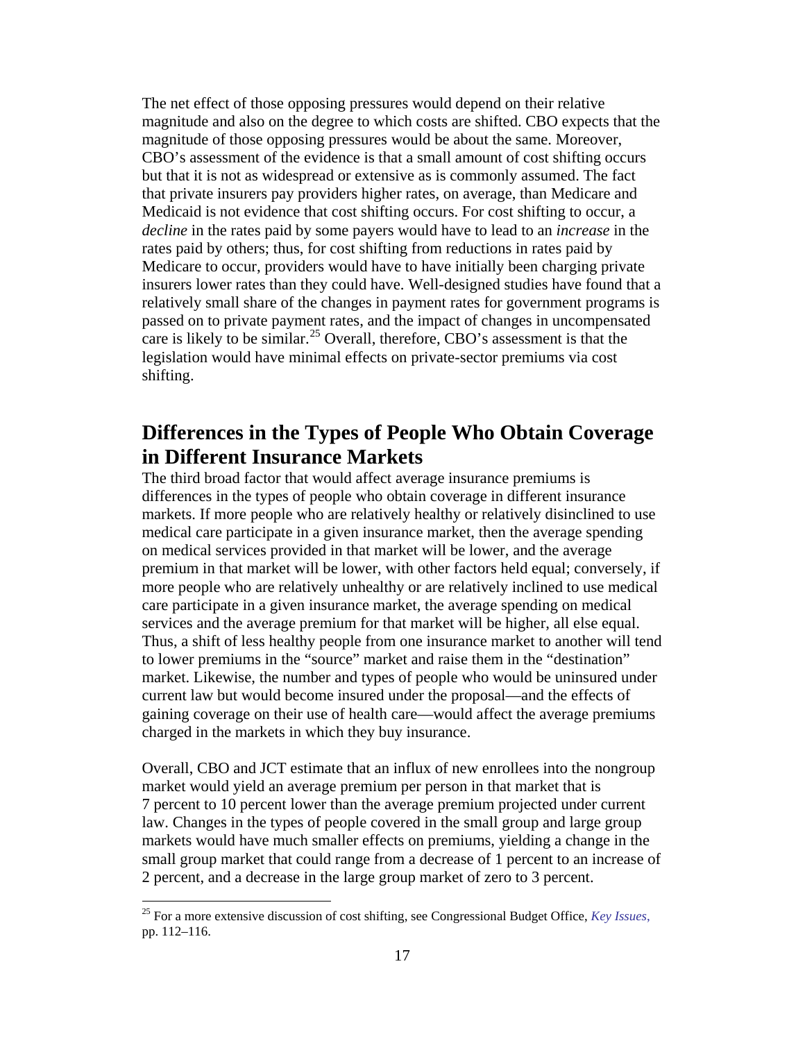The net effect of those opposing pressures would depend on their relative magnitude and also on the degree to which costs are shifted. CBO expects that the magnitude of those opposing pressures would be about the same. Moreover, CBO's assessment of the evidence is that a small amount of cost shifting occurs but that it is not as widespread or extensive as is commonly assumed. The fact that private insurers pay providers higher rates, on average, than Medicare and Medicaid is not evidence that cost shifting occurs. For cost shifting to occur, a *decline* in the rates paid by some payers would have to lead to an *increase* in the rates paid by others; thus, for cost shifting from reductions in rates paid by Medicare to occur, providers would have to have initially been charging private insurers lower rates than they could have. Well-designed studies have found that a relatively small share of the changes in payment rates for government programs is passed on to private payment rates, and the impact of changes in uncompensated care is likely to be similar.[25] Overall, therefore, CBO's assessment is that the legislation would have minimal effects on private-sector premiums via cost shifting.

## Differences in the Types of People Who Obtain Coverage in Different Insurance Markets

The third broad factor that would affect average insurance premiums is differences in the types of people who obtain coverage in different insurance markets. If more people who are relatively healthy or relatively disinclined to use medical care participate in a given insurance market, then the average spending on medical services provided in that market will be lower, and the average premium in that market will be lower, with other factors held equal; conversely, if more people who are relatively unhealthy or are relatively inclined to use medical care participate in a given insurance market, the average spending on medical services and the average premium for that market will be higher, all else equal. Thus, a shift of less healthy people from one insurance market to another will tend to lower premiums in the "source" market and raise them in the "destination" market. Likewise, the number and types of people who would be uninsured under current law but would become insured under the proposal—and the effects of gaining coverage on their use of health care—would affect the average premiums charged in the markets in which they buy insurance.

Overall, CBO and JCT estimate that an influx of new enrollees into the nongroup market would yield an average premium per person in that market that is 7 percent to 10 percent lower than the average premium projected under current law. Changes in the types of people covered in the small group and large group markets would have much smaller effects on premiums, yielding a change in the small group market that could range from a decrease of 1 percent to an increase of 2 percent, and a decrease in the large group market of zero to 3 percent.

[25] For a more extensive discussion of cost shifting, see Congressional Budget Office, *Key Issues*, pp. 112–116.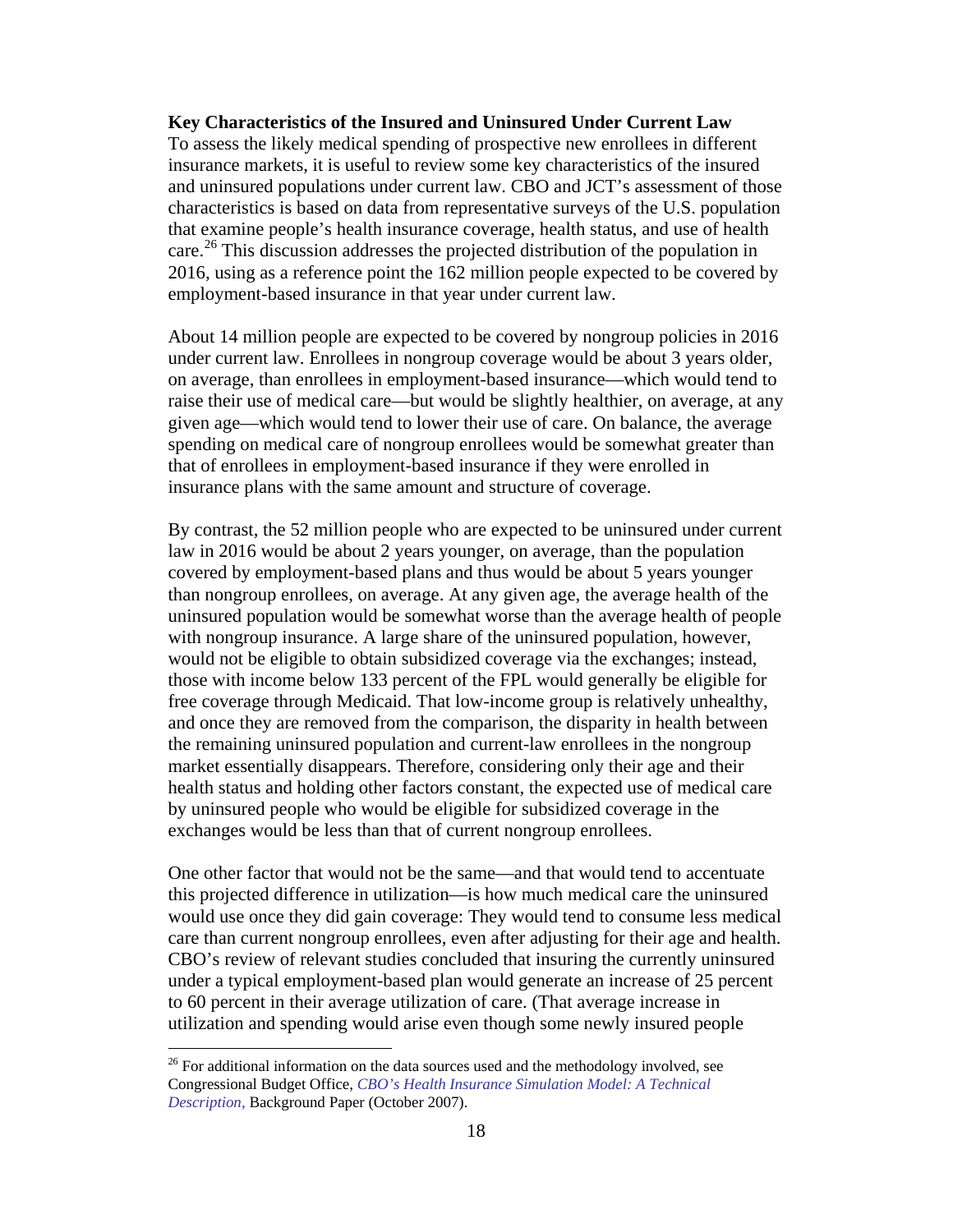**Key Characteristics of the Insured and Uninsured Under Current Law**

To assess the likely medical spending of prospective new enrollees in different insurance markets, it is useful to review some key characteristics of the insured and uninsured populations under current law. CBO and JCT's assessment of those characteristics is based on data from representative surveys of the U.S. population that examine people's health insurance coverage, health status, and use of health care.[26] This discussion addresses the projected distribution of the population in 2016, using as a reference point the 162 million people expected to be covered by employment-based insurance in that year under current law.

About 14 million people are expected to be covered by nongroup policies in 2016 under current law. Enrollees in nongroup coverage would be about 3 years older, on average, than enrollees in employment-based insurance—which would tend to raise their use of medical care—but would be slightly healthier, on average, at any given age—which would tend to lower their use of care. On balance, the average spending on medical care of nongroup enrollees would be somewhat greater than that of enrollees in employment-based insurance if they were enrolled in insurance plans with the same amount and structure of coverage.

By contrast, the 52 million people who are expected to be uninsured under current law in 2016 would be about 2 years younger, on average, than the population covered by employment-based plans and thus would be about 5 years younger than nongroup enrollees, on average. At any given age, the average health of the uninsured population would be somewhat worse than the average health of people with nongroup insurance. A large share of the uninsured population, however, would not be eligible to obtain subsidized coverage via the exchanges; instead, those with income below 133 percent of the FPL would generally be eligible for free coverage through Medicaid. That low-income group is relatively unhealthy, and once they are removed from the comparison, the disparity in health between the remaining uninsured population and current-law enrollees in the nongroup market essentially disappears. Therefore, considering only their age and their health status and holding other factors constant, the expected use of medical care by uninsured people who would be eligible for subsidized coverage in the exchanges would be less than that of current nongroup enrollees.

One other factor that would not be the same—and that would tend to accentuate this projected difference in utilization—is how much medical care the uninsured would use once they did gain coverage: They would tend to consume less medical care than current nongroup enrollees, even after adjusting for their age and health. CBO's review of relevant studies concluded that insuring the currently uninsured under a typical employment-based plan would generate an increase of 25 percent to 60 percent in their average utilization of care. (That average increase in utilization and spending would arise even though some newly insured people

[26] For additional information on the data sources used and the methodology involved, see Congressional Budget Office, *CBO's Health Insurance Simulation Model: A Technical Description*, Background Paper (October 2007).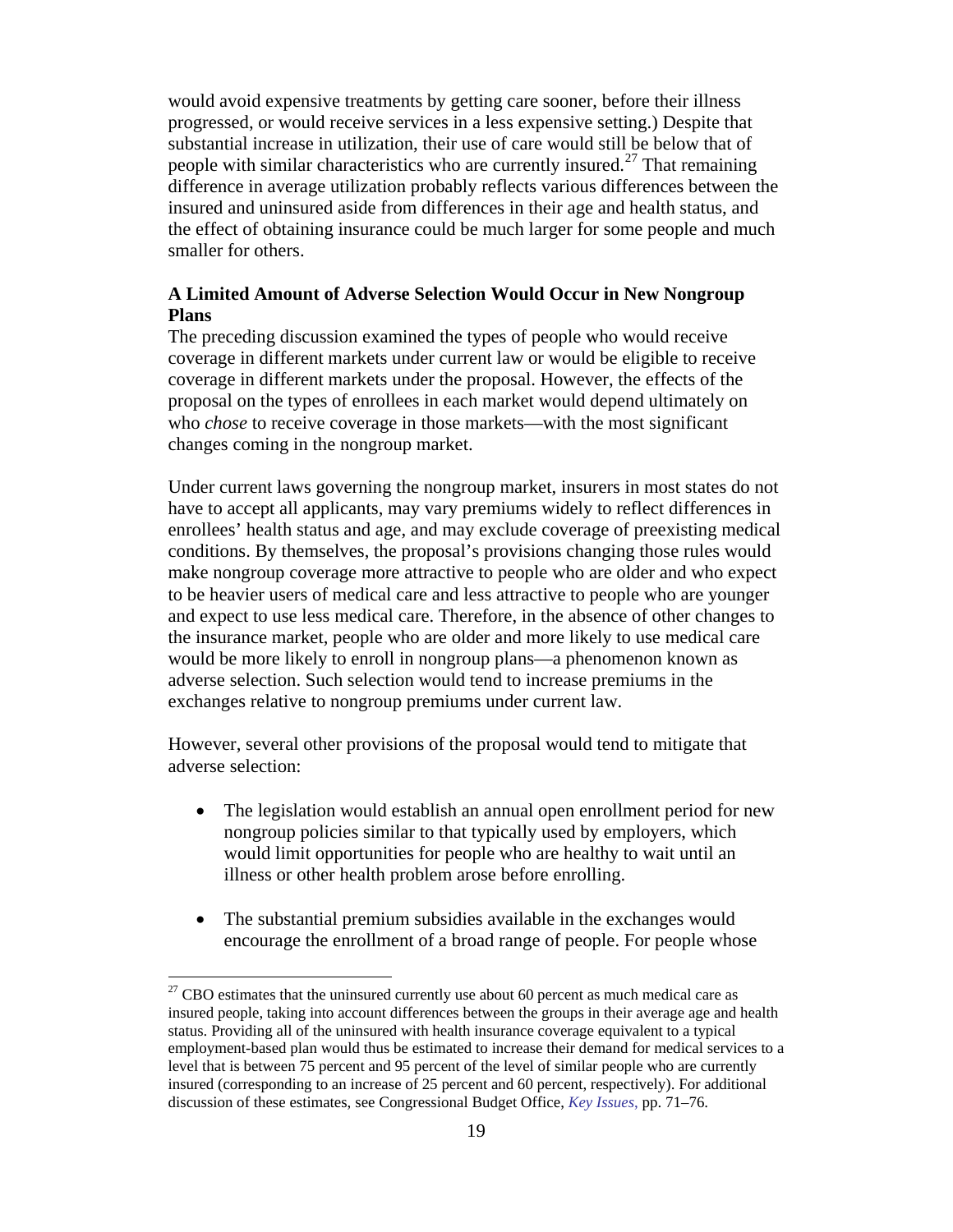would avoid expensive treatments by getting care sooner, before their illness progressed, or would receive services in a less expensive setting.) Despite that substantial increase in utilization, their use of care would still be below that of people with similar characteristics who are currently insured.[27] That remaining difference in average utilization probably reflects various differences between the insured and uninsured aside from differences in their age and health status, and the effect of obtaining insurance could be much larger for some people and much smaller for others.

### A Limited Amount of Adverse Selection Would Occur in New Nongroup Plans

The preceding discussion examined the types of people who would receive coverage in different markets under current law or would be eligible to receive coverage in different markets under the proposal. However, the effects of the proposal on the types of enrollees in each market would depend ultimately on who *chose* to receive coverage in those markets—with the most significant changes coming in the nongroup market.

Under current laws governing the nongroup market, insurers in most states do not have to accept all applicants, may vary premiums widely to reflect differences in enrollees' health status and age, and may exclude coverage of preexisting medical conditions. By themselves, the proposal's provisions changing those rules would make nongroup coverage more attractive to people who are older and who expect to be heavier users of medical care and less attractive to people who are younger and expect to use less medical care. Therefore, in the absence of other changes to the insurance market, people who are older and more likely to use medical care would be more likely to enroll in nongroup plans—a phenomenon known as adverse selection. Such selection would tend to increase premiums in the exchanges relative to nongroup premiums under current law.

However, several other provisions of the proposal would tend to mitigate that adverse selection:

- The legislation would establish an annual open enrollment period for new nongroup policies similar to that typically used by employers, which would limit opportunities for people who are healthy to wait until an illness or other health problem arose before enrolling.

- The substantial premium subsidies available in the exchanges would encourage the enrollment of a broad range of people. For people whose

---

[27] CBO estimates that the uninsured currently use about 60 percent as much medical care as insured people, taking into account differences between the groups in their average age and health status. Providing all of the uninsured with health insurance coverage equivalent to a typical employment-based plan would thus be estimated to increase their demand for medical services to a level that is between 75 percent and 95 percent of the level of similar people who are currently insured (corresponding to an increase of 25 percent and 60 percent, respectively). For additional discussion of these estimates, see Congressional Budget Office, *Key Issues,* pp. 71–76.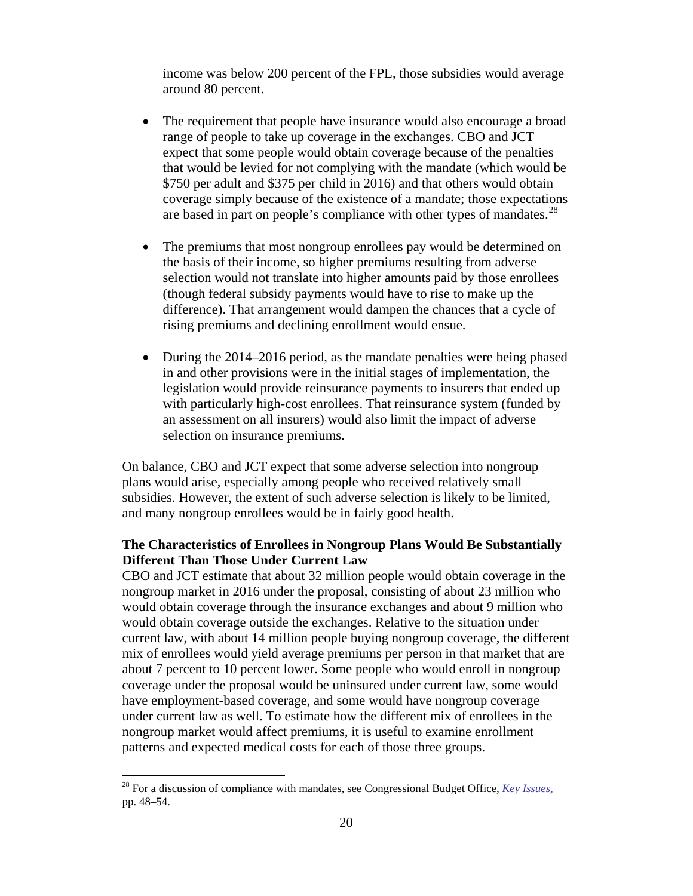income was below 200 percent of the FPL, those subsidies would average around 80 percent.

- The requirement that people have insurance would also encourage a broad range of people to take up coverage in the exchanges. CBO and JCT expect that some people would obtain coverage because of the penalties that would be levied for not complying with the mandate (which would be $750 per adult and $375 per child in 2016) and that others would obtain coverage simply because of the existence of a mandate; those expectations are based in part on people's compliance with other types of mandates.[28]

- The premiums that most nongroup enrollees pay would be determined on the basis of their income, so higher premiums resulting from adverse selection would not translate into higher amounts paid by those enrollees (though federal subsidy payments would have to rise to make up the difference). That arrangement would dampen the chances that a cycle of rising premiums and declining enrollment would ensue.

- During the 2014–2016 period, as the mandate penalties were being phased in and other provisions were in the initial stages of implementation, the legislation would provide reinsurance payments to insurers that ended up with particularly high-cost enrollees. That reinsurance system (funded by an assessment on all insurers) would also limit the impact of adverse selection on insurance premiums.

On balance, CBO and JCT expect that some adverse selection into nongroup plans would arise, especially among people who received relatively small subsidies. However, the extent of such adverse selection is likely to be limited, and many nongroup enrollees would be in fairly good health.

**The Characteristics of Enrollees in Nongroup Plans Would Be Substantially Different Than Those Under Current Law**

CBO and JCT estimate that about 32 million people would obtain coverage in the nongroup market in 2016 under the proposal, consisting of about 23 million who would obtain coverage through the insurance exchanges and about 9 million who would obtain coverage outside the exchanges. Relative to the situation under current law, with about 14 million people buying nongroup coverage, the different mix of enrollees would yield average premiums per person in that market that are about 7 percent to 10 percent lower. Some people who would enroll in nongroup coverage under the proposal would be uninsured under current law, some would have employment-based coverage, and some would have nongroup coverage under current law as well. To estimate how the different mix of enrollees in the nongroup market would affect premiums, it is useful to examine enrollment patterns and expected medical costs for each of those three groups.

[28] For a discussion of compliance with mandates, see Congressional Budget Office, *Key Issues,* pp. 48–54.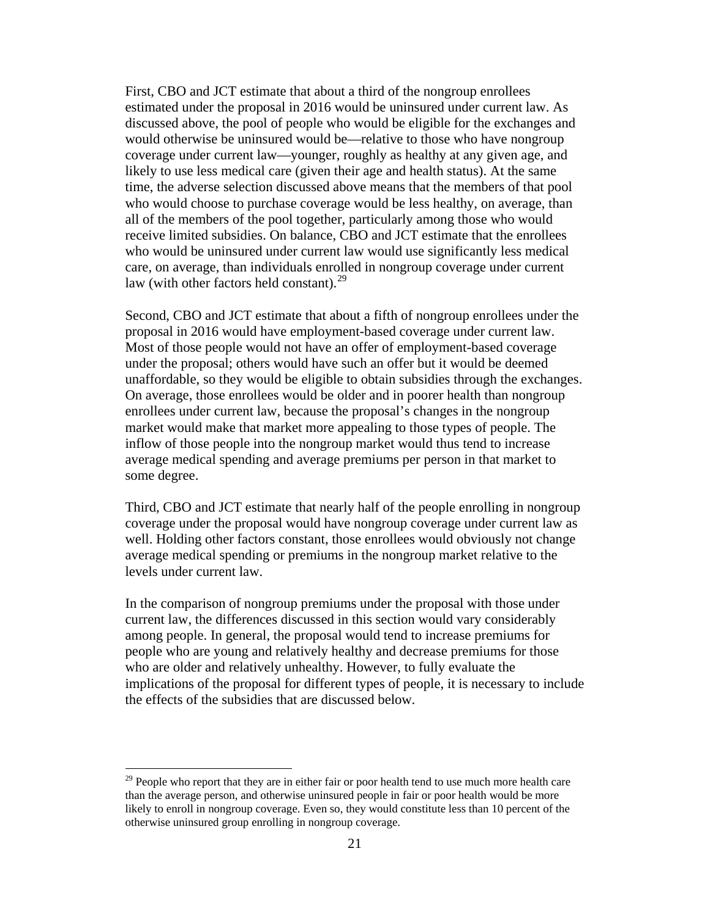First, CBO and JCT estimate that about a third of the nongroup enrollees estimated under the proposal in 2016 would be uninsured under current law. As discussed above, the pool of people who would be eligible for the exchanges and would otherwise be uninsured would be—relative to those who have nongroup coverage under current law—younger, roughly as healthy at any given age, and likely to use less medical care (given their age and health status). At the same time, the adverse selection discussed above means that the members of that pool who would choose to purchase coverage would be less healthy, on average, than all of the members of the pool together, particularly among those who would receive limited subsidies. On balance, CBO and JCT estimate that the enrollees who would be uninsured under current law would use significantly less medical care, on average, than individuals enrolled in nongroup coverage under current law (with other factors held constant).[29]

Second, CBO and JCT estimate that about a fifth of nongroup enrollees under the proposal in 2016 would have employment-based coverage under current law. Most of those people would not have an offer of employment-based coverage under the proposal; others would have such an offer but it would be deemed unaffordable, so they would be eligible to obtain subsidies through the exchanges. On average, those enrollees would be older and in poorer health than nongroup enrollees under current law, because the proposal's changes in the nongroup market would make that market more appealing to those types of people. The inflow of those people into the nongroup market would thus tend to increase average medical spending and average premiums per person in that market to some degree.

Third, CBO and JCT estimate that nearly half of the people enrolling in nongroup coverage under the proposal would have nongroup coverage under current law as well. Holding other factors constant, those enrollees would obviously not change average medical spending or premiums in the nongroup market relative to the levels under current law.

In the comparison of nongroup premiums under the proposal with those under current law, the differences discussed in this section would vary considerably among people. In general, the proposal would tend to increase premiums for people who are young and relatively healthy and decrease premiums for those who are older and relatively unhealthy. However, to fully evaluate the implications of the proposal for different types of people, it is necessary to include the effects of the subsidies that are discussed below.

---

[29] People who report that they are in either fair or poor health tend to use much more health care than the average person, and otherwise uninsured people in fair or poor health would be more likely to enroll in nongroup coverage. Even so, they would constitute less than 10 percent of the otherwise uninsured group enrolling in nongroup coverage.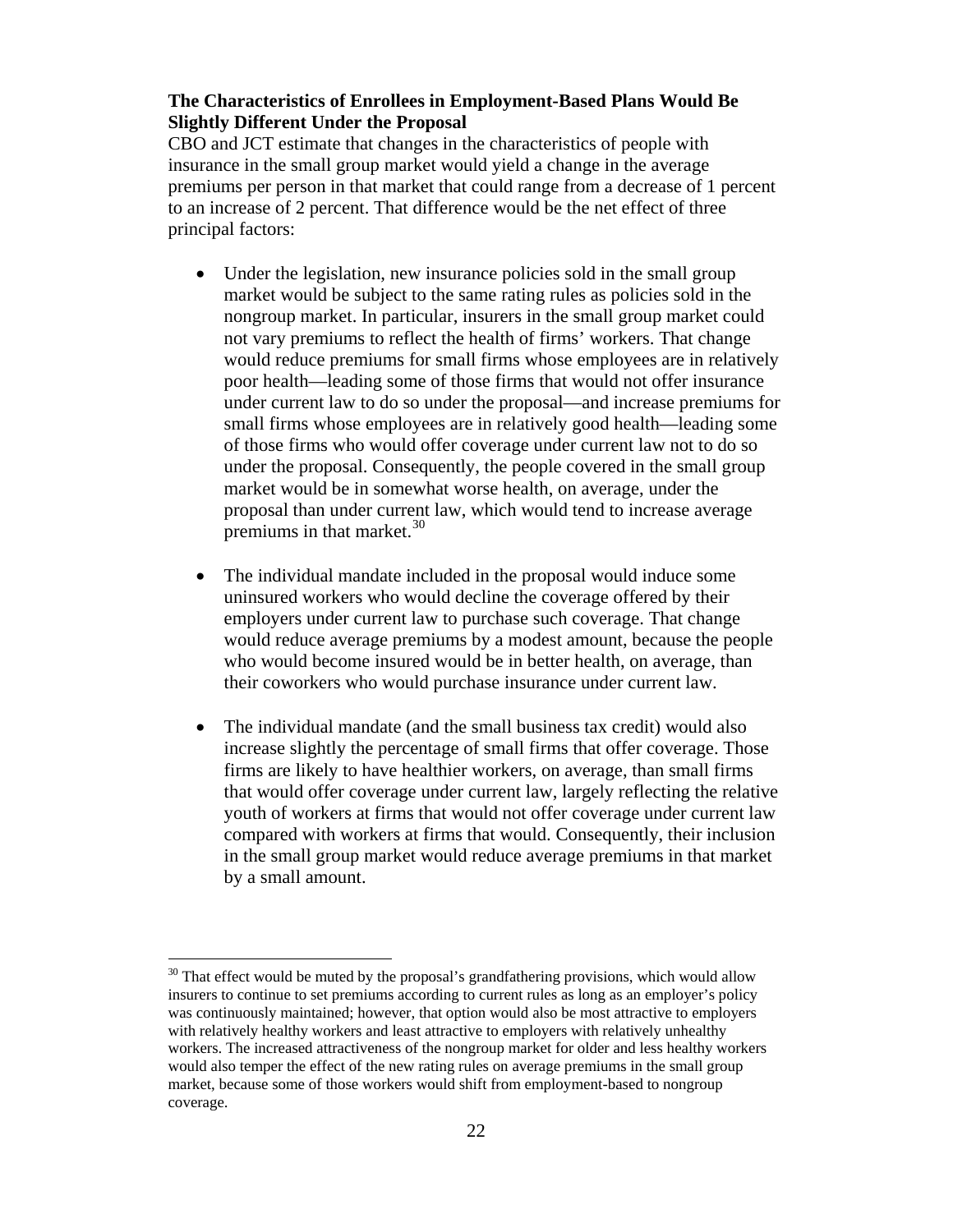**The Characteristics of Enrollees in Employment-Based Plans Would Be Slightly Different Under the Proposal**

CBO and JCT estimate that changes in the characteristics of people with insurance in the small group market would yield a change in the average premiums per person in that market that could range from a decrease of 1 percent to an increase of 2 percent. That difference would be the net effect of three principal factors:

- Under the legislation, new insurance policies sold in the small group market would be subject to the same rating rules as policies sold in the nongroup market. In particular, insurers in the small group market could not vary premiums to reflect the health of firms' workers. That change would reduce premiums for small firms whose employees are in relatively poor health—leading some of those firms that would not offer insurance under current law to do so under the proposal—and increase premiums for small firms whose employees are in relatively good health—leading some of those firms who would offer coverage under current law not to do so under the proposal. Consequently, the people covered in the small group market would be in somewhat worse health, on average, under the proposal than under current law, which would tend to increase average premiums in that market.[30]

- The individual mandate included in the proposal would induce some uninsured workers who would decline the coverage offered by their employers under current law to purchase such coverage. That change would reduce average premiums by a modest amount, because the people who would become insured would be in better health, on average, than their coworkers who would purchase insurance under current law.

- The individual mandate (and the small business tax credit) would also increase slightly the percentage of small firms that offer coverage. Those firms are likely to have healthier workers, on average, than small firms that would offer coverage under current law, largely reflecting the relative youth of workers at firms that would not offer coverage under current law compared with workers at firms that would. Consequently, their inclusion in the small group market would reduce average premiums in that market by a small amount.

---

[30] That effect would be muted by the proposal's grandfathering provisions, which would allow insurers to continue to set premiums according to current rules as long as an employer's policy was continuously maintained; however, that option would also be most attractive to employers with relatively healthy workers and least attractive to employers with relatively unhealthy workers. The increased attractiveness of the nongroup market for older and less healthy workers would also temper the effect of the new rating rules on average premiums in the small group market, because some of those workers would shift from employment-based to nongroup coverage.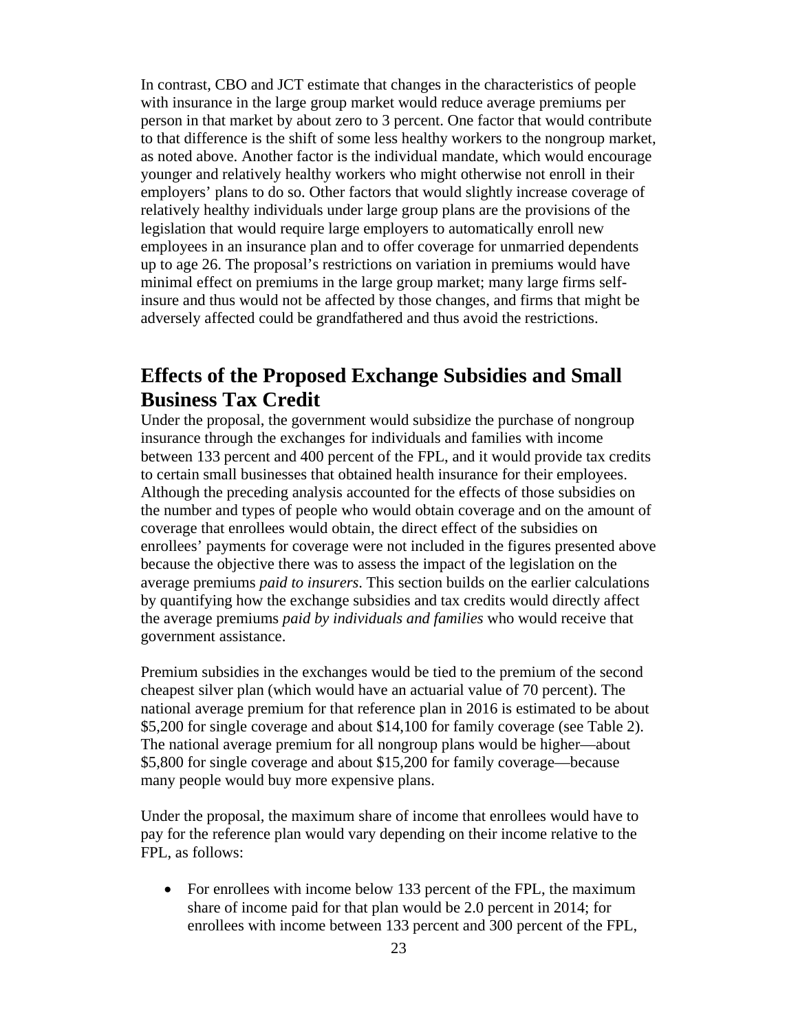In contrast, CBO and JCT estimate that changes in the characteristics of people with insurance in the large group market would reduce average premiums per person in that market by about zero to 3 percent. One factor that would contribute to that difference is the shift of some less healthy workers to the nongroup market, as noted above. Another factor is the individual mandate, which would encourage younger and relatively healthy workers who might otherwise not enroll in their employers' plans to do so. Other factors that would slightly increase coverage of relatively healthy individuals under large group plans are the provisions of the legislation that would require large employers to automatically enroll new employees in an insurance plan and to offer coverage for unmarried dependents up to age 26. The proposal's restrictions on variation in premiums would have minimal effect on premiums in the large group market; many large firms self-insure and thus would not be affected by those changes, and firms that might be adversely affected could be grandfathered and thus avoid the restrictions.

## Effects of the Proposed Exchange Subsidies and Small Business Tax Credit

Under the proposal, the government would subsidize the purchase of nongroup insurance through the exchanges for individuals and families with income between 133 percent and 400 percent of the FPL, and it would provide tax credits to certain small businesses that obtained health insurance for their employees. Although the preceding analysis accounted for the effects of those subsidies on the number and types of people who would obtain coverage and on the amount of coverage that enrollees would obtain, the direct effect of the subsidies on enrollees' payments for coverage were not included in the figures presented above because the objective there was to assess the impact of the legislation on the average premiums *paid to insurers*. This section builds on the earlier calculations by quantifying how the exchange subsidies and tax credits would directly affect the average premiums *paid by individuals and families* who would receive that government assistance.

Premium subsidies in the exchanges would be tied to the premium of the second cheapest silver plan (which would have an actuarial value of 70 percent). The national average premium for that reference plan in 2016 is estimated to be about $5,200 for single coverage and about $14,100 for family coverage (see Table 2). The national average premium for all nongroup plans would be higher—about $5,800 for single coverage and about $15,200 for family coverage—because many people would buy more expensive plans.

Under the proposal, the maximum share of income that enrollees would have to pay for the reference plan would vary depending on their income relative to the FPL, as follows:

- For enrollees with income below 133 percent of the FPL, the maximum share of income paid for that plan would be 2.0 percent in 2014; for enrollees with income between 133 percent and 300 percent of the FPL,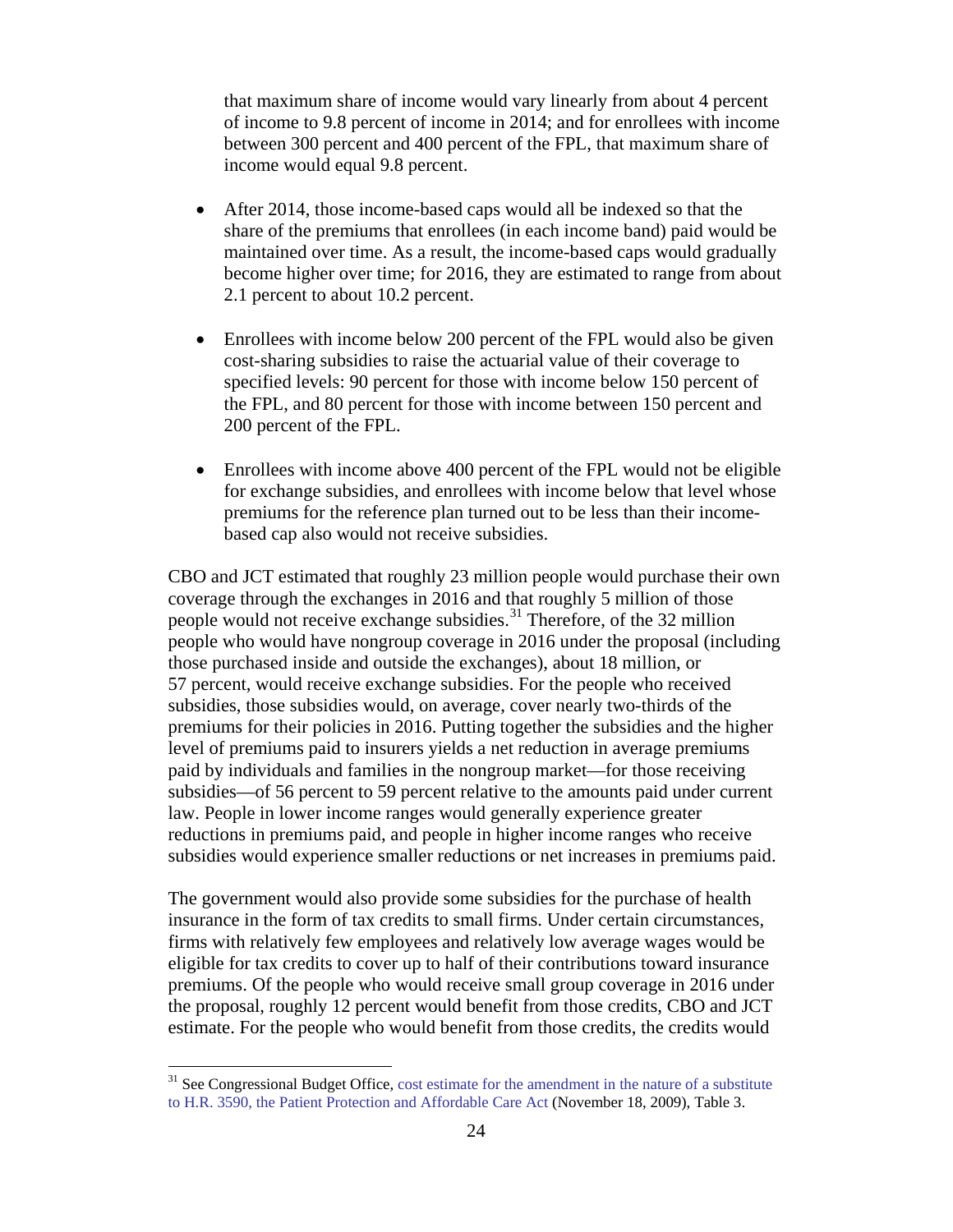that maximum share of income would vary linearly from about 4 percent of income to 9.8 percent of income in 2014; and for enrollees with income between 300 percent and 400 percent of the FPL, that maximum share of income would equal 9.8 percent.

- After 2014, those income-based caps would all be indexed so that the share of the premiums that enrollees (in each income band) paid would be maintained over time. As a result, the income-based caps would gradually become higher over time; for 2016, they are estimated to range from about 2.1 percent to about 10.2 percent.

- Enrollees with income below 200 percent of the FPL would also be given cost-sharing subsidies to raise the actuarial value of their coverage to specified levels: 90 percent for those with income below 150 percent of the FPL, and 80 percent for those with income between 150 percent and 200 percent of the FPL.

- Enrollees with income above 400 percent of the FPL would not be eligible for exchange subsidies, and enrollees with income below that level whose premiums for the reference plan turned out to be less than their income-based cap also would not receive subsidies.

CBO and JCT estimated that roughly 23 million people would purchase their own coverage through the exchanges in 2016 and that roughly 5 million of those people would not receive exchange subsidies.[31] Therefore, of the 32 million people who would have nongroup coverage in 2016 under the proposal (including those purchased inside and outside the exchanges), about 18 million, or 57 percent, would receive exchange subsidies. For the people who received subsidies, those subsidies would, on average, cover nearly two-thirds of the premiums for their policies in 2016. Putting together the subsidies and the higher level of premiums paid to insurers yields a net reduction in average premiums paid by individuals and families in the nongroup market—for those receiving subsidies—of 56 percent to 59 percent relative to the amounts paid under current law. People in lower income ranges would generally experience greater reductions in premiums paid, and people in higher income ranges who receive subsidies would experience smaller reductions or net increases in premiums paid.

The government would also provide some subsidies for the purchase of health insurance in the form of tax credits to small firms. Under certain circumstances, firms with relatively few employees and relatively low average wages would be eligible for tax credits to cover up to half of their contributions toward insurance premiums. Of the people who would receive small group coverage in 2016 under the proposal, roughly 12 percent would benefit from those credits, CBO and JCT estimate. For the people who would benefit from those credits, the credits would

[31] See Congressional Budget Office, cost estimate for the amendment in the nature of a substitute to H.R. 3590, the Patient Protection and Affordable Care Act (November 18, 2009), Table 3.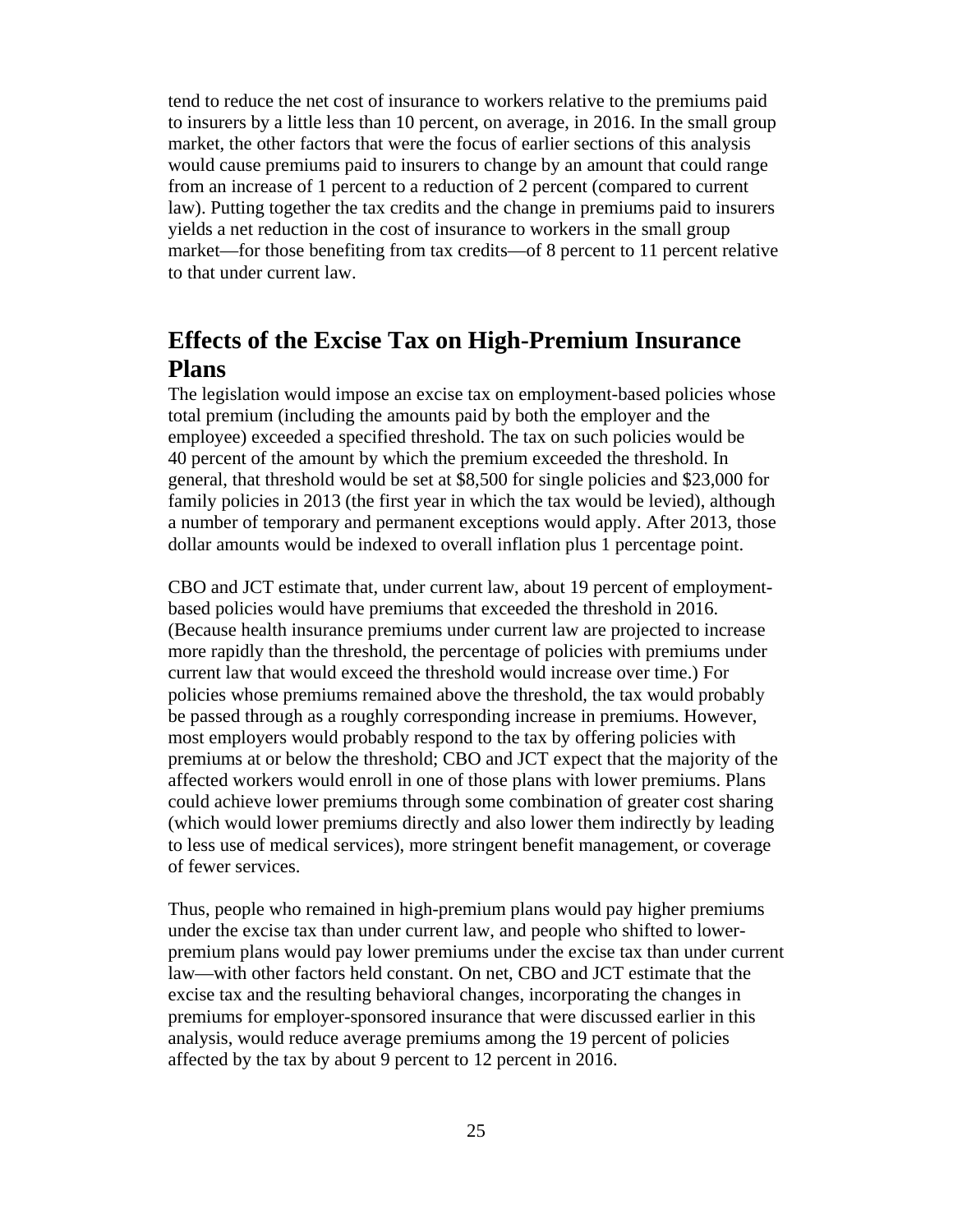tend to reduce the net cost of insurance to workers relative to the premiums paid to insurers by a little less than 10 percent, on average, in 2016. In the small group market, the other factors that were the focus of earlier sections of this analysis would cause premiums paid to insurers to change by an amount that could range from an increase of 1 percent to a reduction of 2 percent (compared to current law). Putting together the tax credits and the change in premiums paid to insurers yields a net reduction in the cost of insurance to workers in the small group market—for those benefiting from tax credits—of 8 percent to 11 percent relative to that under current law.

## Effects of the Excise Tax on High-Premium Insurance Plans

The legislation would impose an excise tax on employment-based policies whose total premium (including the amounts paid by both the employer and the employee) exceeded a specified threshold. The tax on such policies would be 40 percent of the amount by which the premium exceeded the threshold. In general, that threshold would be set at $8,500 for single policies and $23,000 for family policies in 2013 (the first year in which the tax would be levied), although a number of temporary and permanent exceptions would apply. After 2013, those dollar amounts would be indexed to overall inflation plus 1 percentage point.

CBO and JCT estimate that, under current law, about 19 percent of employment-based policies would have premiums that exceeded the threshold in 2016. (Because health insurance premiums under current law are projected to increase more rapidly than the threshold, the percentage of policies with premiums under current law that would exceed the threshold would increase over time.) For policies whose premiums remained above the threshold, the tax would probably be passed through as a roughly corresponding increase in premiums. However, most employers would probably respond to the tax by offering policies with premiums at or below the threshold; CBO and JCT expect that the majority of the affected workers would enroll in one of those plans with lower premiums. Plans could achieve lower premiums through some combination of greater cost sharing (which would lower premiums directly and also lower them indirectly by leading to less use of medical services), more stringent benefit management, or coverage of fewer services.

Thus, people who remained in high-premium plans would pay higher premiums under the excise tax than under current law, and people who shifted to lower-premium plans would pay lower premiums under the excise tax than under current law—with other factors held constant. On net, CBO and JCT estimate that the excise tax and the resulting behavioral changes, incorporating the changes in premiums for employer-sponsored insurance that were discussed earlier in this analysis, would reduce average premiums among the 19 percent of policies affected by the tax by about 9 percent to 12 percent in 2016.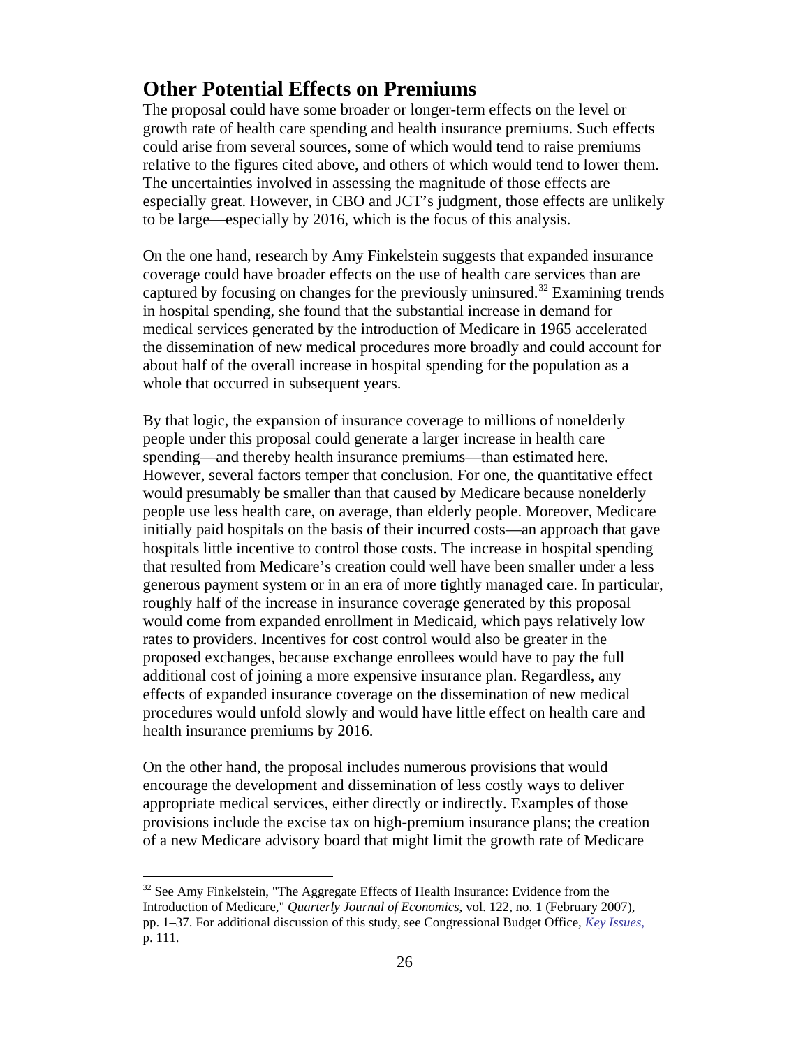## Other Potential Effects on Premiums

The proposal could have some broader or longer-term effects on the level or growth rate of health care spending and health insurance premiums. Such effects could arise from several sources, some of which would tend to raise premiums relative to the figures cited above, and others of which would tend to lower them. The uncertainties involved in assessing the magnitude of those effects are especially great. However, in CBO and JCT's judgment, those effects are unlikely to be large—especially by 2016, which is the focus of this analysis.

On the one hand, research by Amy Finkelstein suggests that expanded insurance coverage could have broader effects on the use of health care services than are captured by focusing on changes for the previously uninsured.[32] Examining trends in hospital spending, she found that the substantial increase in demand for medical services generated by the introduction of Medicare in 1965 accelerated the dissemination of new medical procedures more broadly and could account for about half of the overall increase in hospital spending for the population as a whole that occurred in subsequent years.

By that logic, the expansion of insurance coverage to millions of nonelderly people under this proposal could generate a larger increase in health care spending—and thereby health insurance premiums—than estimated here. However, several factors temper that conclusion. For one, the quantitative effect would presumably be smaller than that caused by Medicare because nonelderly people use less health care, on average, than elderly people. Moreover, Medicare initially paid hospitals on the basis of their incurred costs—an approach that gave hospitals little incentive to control those costs. The increase in hospital spending that resulted from Medicare's creation could well have been smaller under a less generous payment system or in an era of more tightly managed care. In particular, roughly half of the increase in insurance coverage generated by this proposal would come from expanded enrollment in Medicaid, which pays relatively low rates to providers. Incentives for cost control would also be greater in the proposed exchanges, because exchange enrollees would have to pay the full additional cost of joining a more expensive insurance plan. Regardless, any effects of expanded insurance coverage on the dissemination of new medical procedures would unfold slowly and would have little effect on health care and health insurance premiums by 2016.

On the other hand, the proposal includes numerous provisions that would encourage the development and dissemination of less costly ways to deliver appropriate medical services, either directly or indirectly. Examples of those provisions include the excise tax on high-premium insurance plans; the creation of a new Medicare advisory board that might limit the growth rate of Medicare

---

[32] See Amy Finkelstein, "The Aggregate Effects of Health Insurance: Evidence from the Introduction of Medicare," *Quarterly Journal of Economics,* vol. 122, no. 1 (February 2007), pp. 1–37. For additional discussion of this study, see Congressional Budget Office, *Key Issues,* p. 111.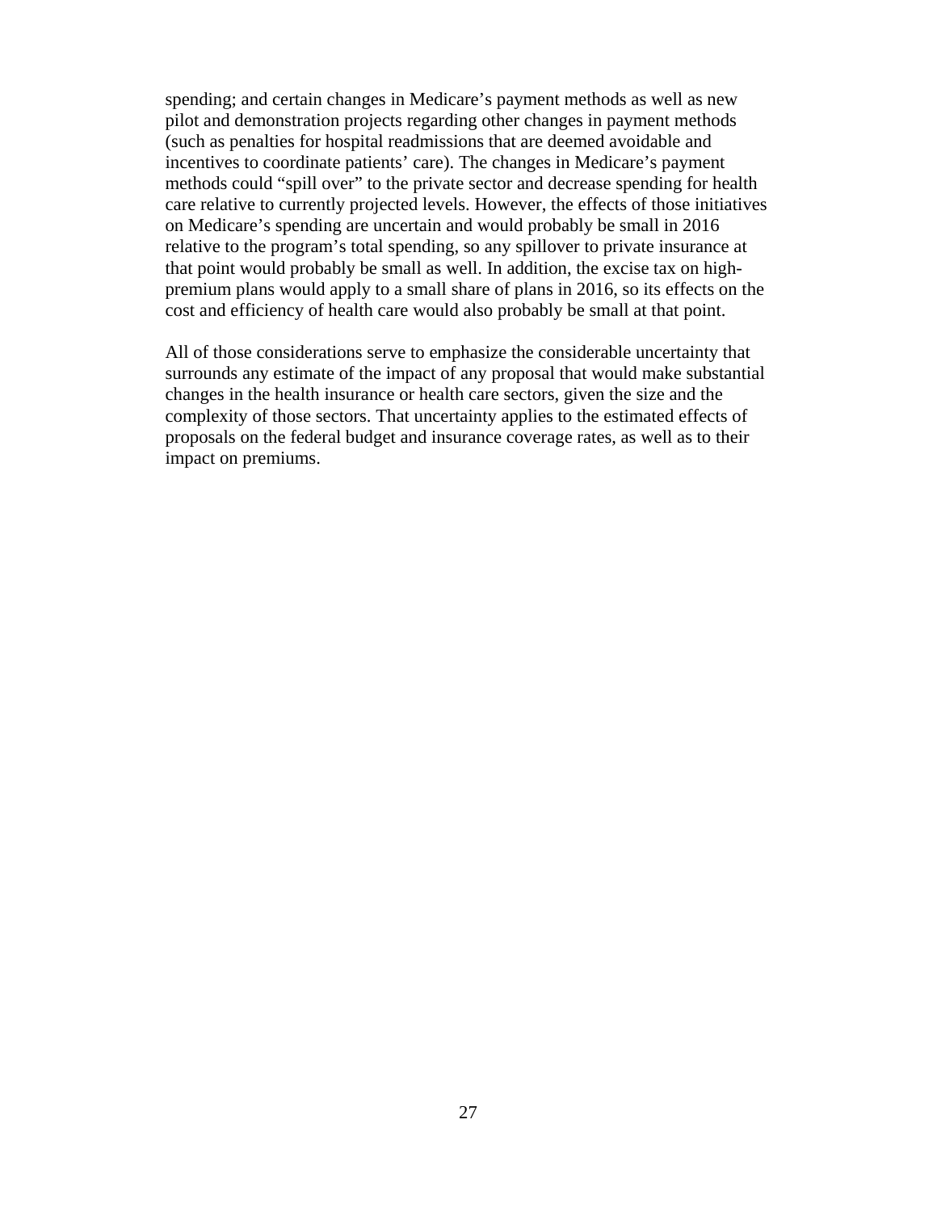spending; and certain changes in Medicare's payment methods as well as new pilot and demonstration projects regarding other changes in payment methods (such as penalties for hospital readmissions that are deemed avoidable and incentives to coordinate patients' care). The changes in Medicare's payment methods could "spill over" to the private sector and decrease spending for health care relative to currently projected levels. However, the effects of those initiatives on Medicare's spending are uncertain and would probably be small in 2016 relative to the program's total spending, so any spillover to private insurance at that point would probably be small as well. In addition, the excise tax on high-premium plans would apply to a small share of plans in 2016, so its effects on the cost and efficiency of health care would also probably be small at that point.

All of those considerations serve to emphasize the considerable uncertainty that surrounds any estimate of the impact of any proposal that would make substantial changes in the health insurance or health care sectors, given the size and the complexity of those sectors. That uncertainty applies to the estimated effects of proposals on the federal budget and insurance coverage rates, as well as to their impact on premiums.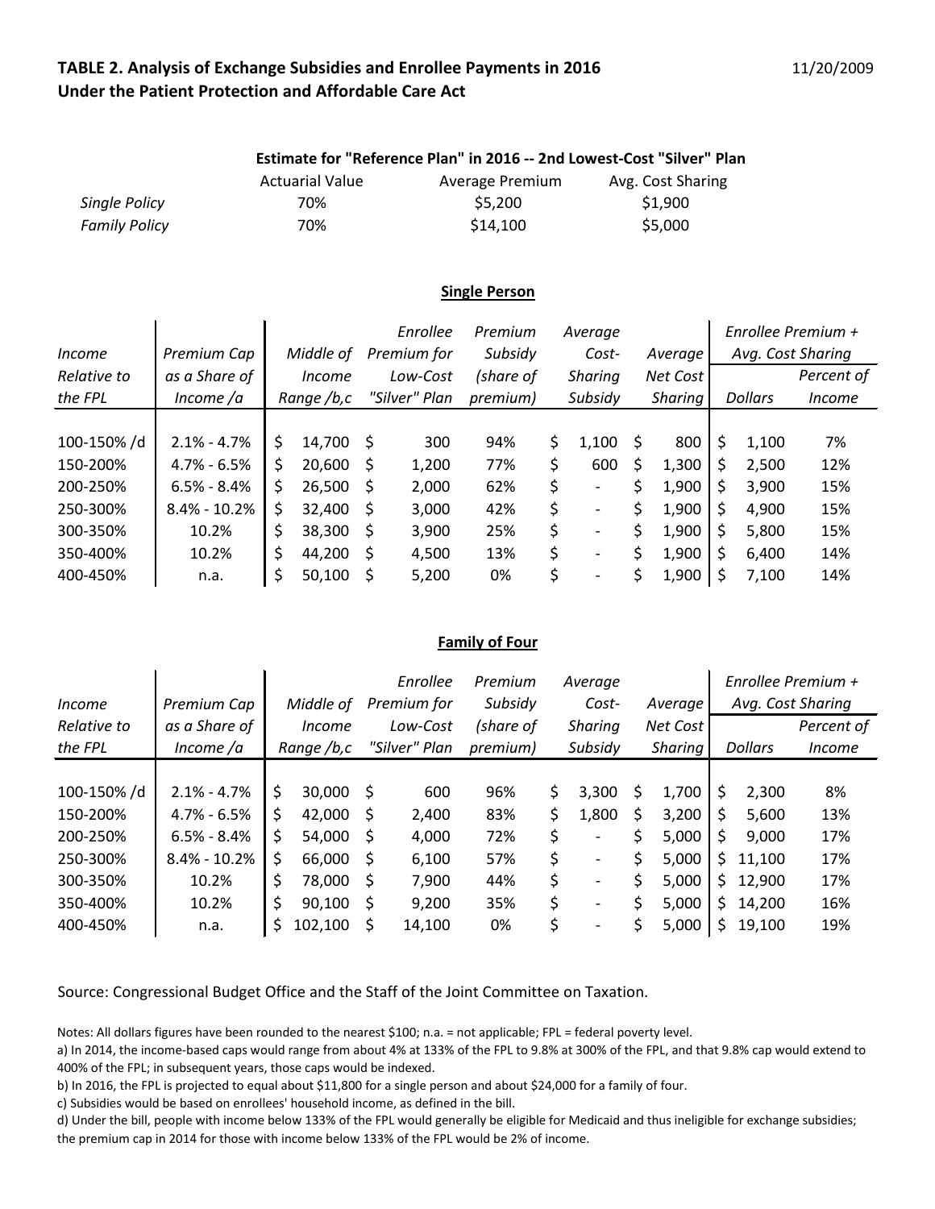**TABLE 2. Analysis of Exchange Subsidies and Enrollee Payments in 2016**
**Under the Patient Protection and Affordable Care Act**

11/20/2009

**Estimate for "Reference Plan" in 2016 -- 2nd Lowest-Cost "Silver" Plan**

| | Actuarial Value | Average Premium | Avg. Cost Sharing |
|---|---|---|---|
| *Single Policy* | 70% | $5,200 | $1,900 |
| *Family Policy* | 70% | $14,100 | $5,000 |

**Single Person**

| *Income Relative to the FPL* | *Premium Cap as a Share of Income /a* | *Middle of Income Range /b,c* | *Enrollee Premium for Low-Cost "Silver" Plan* | *Premium Subsidy (share of premium)* | *Average Cost-Sharing Subsidy* | *Average Net Cost Sharing* | *Enrollee Premium + Avg. Cost Sharing: Dollars* | *Enrollee Premium + Avg. Cost Sharing: Percent of Income* |
|---|---|---|---|---|---|---|---|---|
| 100-150% /d | 2.1% - 4.7% | $ 14,700 | $ 300 | 94% | $ 1,100 | $ 800 | $ 1,100 | 7% |
| 150-200% | 4.7% - 6.5% | $ 20,600 | $ 1,200 | 77% | $ 600 | $ 1,300 | $ 2,500 | 12% |
| 200-250% | 6.5% - 8.4% | $ 26,500 | $ 2,000 | 62% | $ - | $ 1,900 | $ 3,900 | 15% |
| 250-300% | 8.4% - 10.2% | $ 32,400 | $ 3,000 | 42% | $ - | $ 1,900 | $ 4,900 | 15% |
| 300-350% | 10.2% | $ 38,300 | $ 3,900 | 25% | $ - | $ 1,900 | $ 5,800 | 15% |
| 350-400% | 10.2% | $ 44,200 | $ 4,500 | 13% | $ - | $ 1,900 | $ 6,400 | 14% |
| 400-450% | n.a. | $ 50,100 | $ 5,200 | 0% | $ - | $ 1,900 | $ 7,100 | 14% |

**Family of Four**

| *Income Relative to the FPL* | *Premium Cap as a Share of Income /a* | *Middle of Income Range /b,c* | *Enrollee Premium for Low-Cost "Silver" Plan* | *Premium Subsidy (share of premium)* | *Average Cost-Sharing Subsidy* | *Average Net Cost Sharing* | *Enrollee Premium + Avg. Cost Sharing: Dollars* | *Enrollee Premium + Avg. Cost Sharing: Percent of Income* |
|---|---|---|---|---|---|---|---|---|
| 100-150% /d | 2.1% - 4.7% | $ 30,000 | $ 600 | 96% | $ 3,300 | $ 1,700 | $ 2,300 | 8% |
| 150-200% | 4.7% - 6.5% | $ 42,000 | $ 2,400 | 83% | $ 1,800 | $ 3,200 | $ 5,600 | 13% |
| 200-250% | 6.5% - 8.4% | $ 54,000 | $ 4,000 | 72% | $ - | $ 5,000 | $ 9,000 | 17% |
| 250-300% | 8.4% - 10.2% | $ 66,000 | $ 6,100 | 57% | $ - | $ 5,000 | $ 11,100 | 17% |
| 300-350% | 10.2% | $ 78,000 | $ 7,900 | 44% | $ - | $ 5,000 | $ 12,900 | 17% |
| 350-400% | 10.2% | $ 90,100 | $ 9,200 | 35% | $ - | $ 5,000 | $ 14,200 | 16% |
| 400-450% | n.a. | $ 102,100 | $ 14,100 | 0% | $ - | $ 5,000 | $ 19,100 | 19% |

Source: Congressional Budget Office and the Staff of the Joint Committee on Taxation.

Notes: All dollars figures have been rounded to the nearest $100; n.a. = not applicable; FPL = federal poverty level.

a) In 2014, the income-based caps would range from about 4% at 133% of the FPL to 9.8% at 300% of the FPL, and that 9.8% cap would extend to 400% of the FPL; in subsequent years, those caps would be indexed.

b) In 2016, the FPL is projected to equal about $11,800 for a single person and about $24,000 for a family of four.

c) Subsidies would be based on enrollees' household income, as defined in the bill.

d) Under the bill, people with income below 133% of the FPL would generally be eligible for Medicaid and thus ineligible for exchange subsidies; the premium cap in 2014 for those with income below 133% of the FPL would be 2% of income.